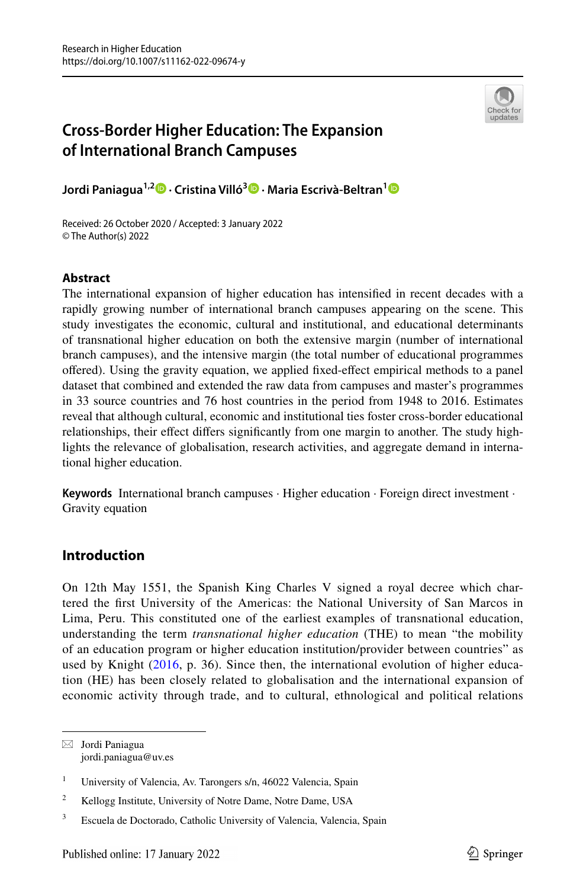# Cross-Border Higher Education: The Expansion of International Branch Campuses

**Jordi Paniagua**[1,2] · **Cristina Villó**[3] · **Maria Escrivà-Beltran**[1]

Received: 26 October 2020 / Accepted: 3 January 2022
© The Author(s) 2022

## Abstract

The international expansion of higher education has intensified in recent decades with a rapidly growing number of international branch campuses appearing on the scene. This study investigates the economic, cultural and institutional, and educational determinants of transnational higher education on both the extensive margin (number of international branch campuses), and the intensive margin (the total number of educational programmes offered). Using the gravity equation, we applied fixed-effect empirical methods to a panel dataset that combined and extended the raw data from campuses and master's programmes in 33 source countries and 76 host countries in the period from 1948 to 2016. Estimates reveal that although cultural, economic and institutional ties foster cross-border educational relationships, their effect differs significantly from one margin to another. The study highlights the relevance of globalisation, research activities, and aggregate demand in international higher education.

**Keywords** International branch campuses · Higher education · Foreign direct investment · Gravity equation

## Introduction

On 12th May 1551, the Spanish King Charles V signed a royal decree which chartered the first University of the Americas: the National University of San Marcos in Lima, Peru. This constituted one of the earliest examples of transnational education, understanding the term *transnational higher education* (THE) to mean "the mobility of an education program or higher education institution/provider between countries" as used by Knight (2016, p. 36). Since then, the international evolution of higher education (HE) has been closely related to globalisation and the international expansion of economic activity through trade, and to cultural, ethnological and political relations

---

✉ Jordi Paniagua
jordi.paniagua@uv.es

[1] University of Valencia, Av. Tarongers s/n, 46022 Valencia, Spain

[2] Kellogg Institute, University of Notre Dame, Notre Dame, USA

[3] Escuela de Doctorado, Catholic University of Valencia, Valencia, Spain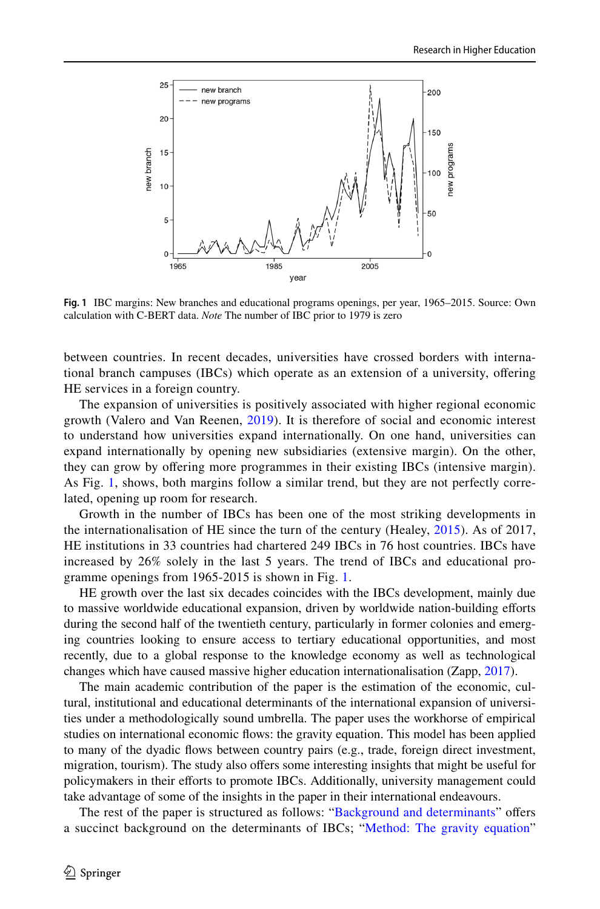Fig. 1 IBC margins: New branches and educational programs openings, per year, 1965–2015. Source: Own calculation with C-BERT data. *Note* The number of IBC prior to 1979 is zero

between countries. In recent decades, universities have crossed borders with international branch campuses (IBCs) which operate as an extension of a university, offering HE services in a foreign country.

The expansion of universities is positively associated with higher regional economic growth (Valero and Van Reenen, 2019). It is therefore of social and economic interest to understand how universities expand internationally. On one hand, universities can expand internationally by opening new subsidiaries (extensive margin). On the other, they can grow by offering more programmes in their existing IBCs (intensive margin). As Fig. 1, shows, both margins follow a similar trend, but they are not perfectly correlated, opening up room for research.

Growth in the number of IBCs has been one of the most striking developments in the internationalisation of HE since the turn of the century (Healey, 2015). As of 2017, HE institutions in 33 countries had chartered 249 IBCs in 76 host countries. IBCs have increased by 26% solely in the last 5 years. The trend of IBCs and educational programme openings from 1965-2015 is shown in Fig. 1.

HE growth over the last six decades coincides with the IBCs development, mainly due to massive worldwide educational expansion, driven by worldwide nation-building efforts during the second half of the twentieth century, particularly in former colonies and emerging countries looking to ensure access to tertiary educational opportunities, and most recently, due to a global response to the knowledge economy as well as technological changes which have caused massive higher education internationalisation (Zapp, 2017).

The main academic contribution of the paper is the estimation of the economic, cultural, institutional and educational determinants of the international expansion of universities under a methodologically sound umbrella. The paper uses the workhorse of empirical studies on international economic flows: the gravity equation. This model has been applied to many of the dyadic flows between country pairs (e.g., trade, foreign direct investment, migration, tourism). The study also offers some interesting insights that might be useful for policymakers in their efforts to promote IBCs. Additionally, university management could take advantage of some of the insights in the paper in their international endeavours.

The rest of the paper is structured as follows: "Background and determinants" offers a succinct background on the determinants of IBCs; "Method: The gravity equation"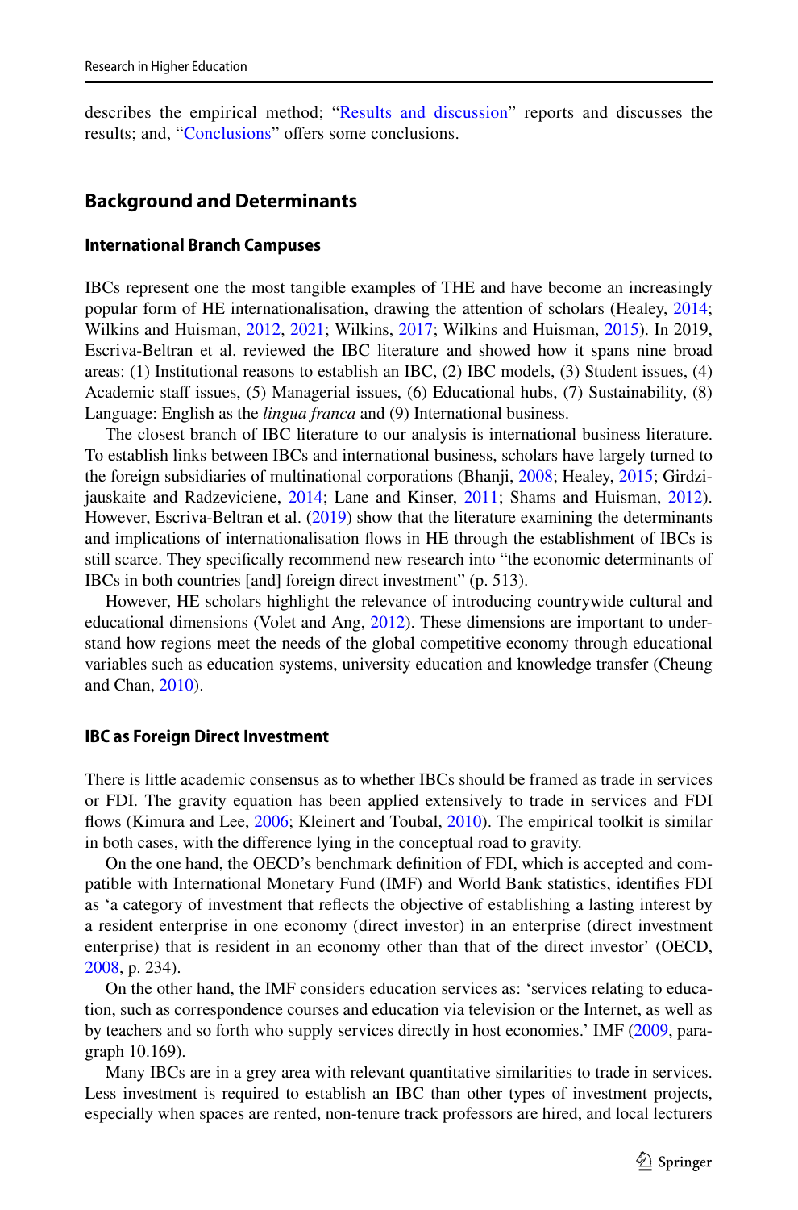describes the empirical method; "Results and discussion" reports and discusses the results; and, "Conclusions" offers some conclusions.

## Background and Determinants

### International Branch Campuses

IBCs represent one the most tangible examples of THE and have become an increasingly popular form of HE internationalisation, drawing the attention of scholars (Healey, 2014; Wilkins and Huisman, 2012, 2021; Wilkins, 2017; Wilkins and Huisman, 2015). In 2019, Escriva-Beltran et al. reviewed the IBC literature and showed how it spans nine broad areas: (1) Institutional reasons to establish an IBC, (2) IBC models, (3) Student issues, (4) Academic staff issues, (5) Managerial issues, (6) Educational hubs, (7) Sustainability, (8) Language: English as the *lingua franca* and (9) International business.

The closest branch of IBC literature to our analysis is international business literature. To establish links between IBCs and international business, scholars have largely turned to the foreign subsidiaries of multinational corporations (Bhanji, 2008; Healey, 2015; Girdzijauskaite and Radzeviciene, 2014; Lane and Kinser, 2011; Shams and Huisman, 2012). However, Escriva-Beltran et al. (2019) show that the literature examining the determinants and implications of internationalisation flows in HE through the establishment of IBCs is still scarce. They specifically recommend new research into "the economic determinants of IBCs in both countries [and] foreign direct investment" (p. 513).

However, HE scholars highlight the relevance of introducing countrywide cultural and educational dimensions (Volet and Ang, 2012). These dimensions are important to understand how regions meet the needs of the global competitive economy through educational variables such as education systems, university education and knowledge transfer (Cheung and Chan, 2010).

### IBC as Foreign Direct Investment

There is little academic consensus as to whether IBCs should be framed as trade in services or FDI. The gravity equation has been applied extensively to trade in services and FDI flows (Kimura and Lee, 2006; Kleinert and Toubal, 2010). The empirical toolkit is similar in both cases, with the difference lying in the conceptual road to gravity.

On the one hand, the OECD's benchmark definition of FDI, which is accepted and compatible with International Monetary Fund (IMF) and World Bank statistics, identifies FDI as 'a category of investment that reflects the objective of establishing a lasting interest by a resident enterprise in one economy (direct investor) in an enterprise (direct investment enterprise) that is resident in an economy other than that of the direct investor' (OECD, 2008, p. 234).

On the other hand, the IMF considers education services as: 'services relating to education, such as correspondence courses and education via television or the Internet, as well as by teachers and so forth who supply services directly in host economies.' IMF (2009, paragraph 10.169).

Many IBCs are in a grey area with relevant quantitative similarities to trade in services. Less investment is required to establish an IBC than other types of investment projects, especially when spaces are rented, non-tenure track professors are hired, and local lecturers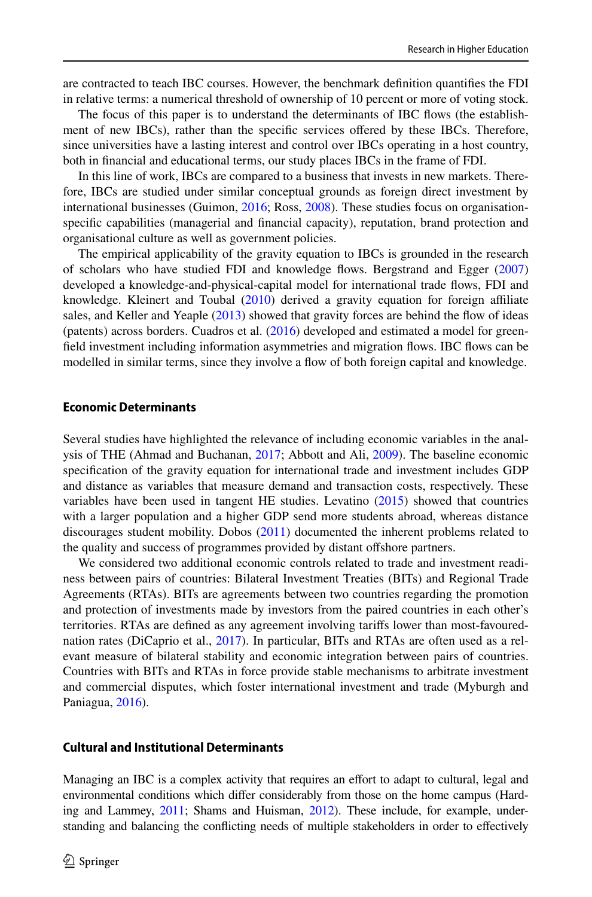are contracted to teach IBC courses. However, the benchmark definition quantifies the FDI in relative terms: a numerical threshold of ownership of 10 percent or more of voting stock.

The focus of this paper is to understand the determinants of IBC flows (the establishment of new IBCs), rather than the specific services offered by these IBCs. Therefore, since universities have a lasting interest and control over IBCs operating in a host country, both in financial and educational terms, our study places IBCs in the frame of FDI.

In this line of work, IBCs are compared to a business that invests in new markets. Therefore, IBCs are studied under similar conceptual grounds as foreign direct investment by international businesses (Guimon, 2016; Ross, 2008). These studies focus on organisation-specific capabilities (managerial and financial capacity), reputation, brand protection and organisational culture as well as government policies.

The empirical applicability of the gravity equation to IBCs is grounded in the research of scholars who have studied FDI and knowledge flows. Bergstrand and Egger (2007) developed a knowledge-and-physical-capital model for international trade flows, FDI and knowledge. Kleinert and Toubal (2010) derived a gravity equation for foreign affiliate sales, and Keller and Yeaple (2013) showed that gravity forces are behind the flow of ideas (patents) across borders. Cuadros et al. (2016) developed and estimated a model for greenfield investment including information asymmetries and migration flows. IBC flows can be modelled in similar terms, since they involve a flow of both foreign capital and knowledge.

### Economic Determinants

Several studies have highlighted the relevance of including economic variables in the analysis of THE (Ahmad and Buchanan, 2017; Abbott and Ali, 2009). The baseline economic specification of the gravity equation for international trade and investment includes GDP and distance as variables that measure demand and transaction costs, respectively. These variables have been used in tangent HE studies. Levatino (2015) showed that countries with a larger population and a higher GDP send more students abroad, whereas distance discourages student mobility. Dobos (2011) documented the inherent problems related to the quality and success of programmes provided by distant offshore partners.

We considered two additional economic controls related to trade and investment readiness between pairs of countries: Bilateral Investment Treaties (BITs) and Regional Trade Agreements (RTAs). BITs are agreements between two countries regarding the promotion and protection of investments made by investors from the paired countries in each other's territories. RTAs are defined as any agreement involving tariffs lower than most-favoured-nation rates (DiCaprio et al., 2017). In particular, BITs and RTAs are often used as a relevant measure of bilateral stability and economic integration between pairs of countries. Countries with BITs and RTAs in force provide stable mechanisms to arbitrate investment and commercial disputes, which foster international investment and trade (Myburgh and Paniagua, 2016).

### Cultural and Institutional Determinants

Managing an IBC is a complex activity that requires an effort to adapt to cultural, legal and environmental conditions which differ considerably from those on the home campus (Harding and Lammey, 2011; Shams and Huisman, 2012). These include, for example, understanding and balancing the conflicting needs of multiple stakeholders in order to effectively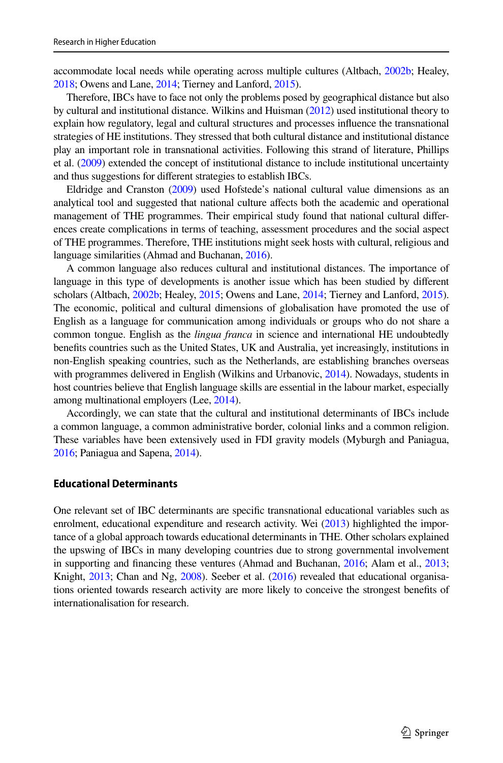accommodate local needs while operating across multiple cultures (Altbach, 2002b; Healey, 2018; Owens and Lane, 2014; Tierney and Lanford, 2015).

Therefore, IBCs have to face not only the problems posed by geographical distance but also by cultural and institutional distance. Wilkins and Huisman (2012) used institutional theory to explain how regulatory, legal and cultural structures and processes influence the transnational strategies of HE institutions. They stressed that both cultural distance and institutional distance play an important role in transnational activities. Following this strand of literature, Phillips et al. (2009) extended the concept of institutional distance to include institutional uncertainty and thus suggestions for different strategies to establish IBCs.

Eldridge and Cranston (2009) used Hofstede's national cultural value dimensions as an analytical tool and suggested that national culture affects both the academic and operational management of THE programmes. Their empirical study found that national cultural differences create complications in terms of teaching, assessment procedures and the social aspect of THE programmes. Therefore, THE institutions might seek hosts with cultural, religious and language similarities (Ahmad and Buchanan, 2016).

A common language also reduces cultural and institutional distances. The importance of language in this type of developments is another issue which has been studied by different scholars (Altbach, 2002b; Healey, 2015; Owens and Lane, 2014; Tierney and Lanford, 2015). The economic, political and cultural dimensions of globalisation have promoted the use of English as a language for communication among individuals or groups who do not share a common tongue. English as the *lingua franca* in science and international HE undoubtedly benefits countries such as the United States, UK and Australia, yet increasingly, institutions in non-English speaking countries, such as the Netherlands, are establishing branches overseas with programmes delivered in English (Wilkins and Urbanovic, 2014). Nowadays, students in host countries believe that English language skills are essential in the labour market, especially among multinational employers (Lee, 2014).

Accordingly, we can state that the cultural and institutional determinants of IBCs include a common language, a common administrative border, colonial links and a common religion. These variables have been extensively used in FDI gravity models (Myburgh and Paniagua, 2016; Paniagua and Sapena, 2014).

### Educational Determinants

One relevant set of IBC determinants are specific transnational educational variables such as enrolment, educational expenditure and research activity. Wei (2013) highlighted the importance of a global approach towards educational determinants in THE. Other scholars explained the upswing of IBCs in many developing countries due to strong governmental involvement in supporting and financing these ventures (Ahmad and Buchanan, 2016; Alam et al., 2013; Knight, 2013; Chan and Ng, 2008). Seeber et al. (2016) revealed that educational organisations oriented towards research activity are more likely to conceive the strongest benefits of internationalisation for research.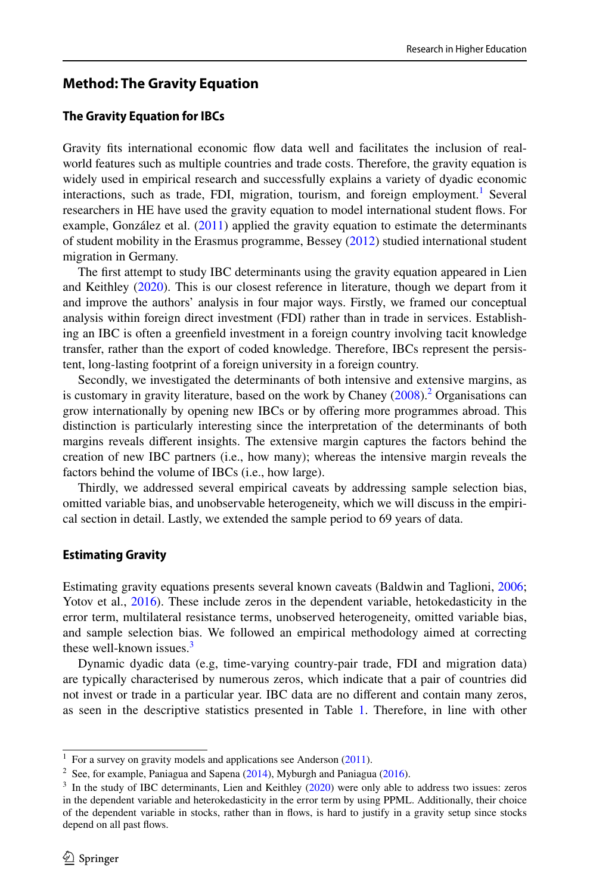## Method: The Gravity Equation

### The Gravity Equation for IBCs

Gravity fits international economic flow data well and facilitates the inclusion of real-world features such as multiple countries and trade costs. Therefore, the gravity equation is widely used in empirical research and successfully explains a variety of dyadic economic interactions, such as trade, FDI, migration, tourism, and foreign employment.[1] Several researchers in HE have used the gravity equation to model international student flows. For example, González et al. (2011) applied the gravity equation to estimate the determinants of student mobility in the Erasmus programme, Bessey (2012) studied international student migration in Germany.

The first attempt to study IBC determinants using the gravity equation appeared in Lien and Keithley (2020). This is our closest reference in literature, though we depart from it and improve the authors' analysis in four major ways. Firstly, we framed our conceptual analysis within foreign direct investment (FDI) rather than in trade in services. Establishing an IBC is often a greenfield investment in a foreign country involving tacit knowledge transfer, rather than the export of coded knowledge. Therefore, IBCs represent the persistent, long-lasting footprint of a foreign university in a foreign country.

Secondly, we investigated the determinants of both intensive and extensive margins, as is customary in gravity literature, based on the work by Chaney (2008).[2] Organisations can grow internationally by opening new IBCs or by offering more programmes abroad. This distinction is particularly interesting since the interpretation of the determinants of both margins reveals different insights. The extensive margin captures the factors behind the creation of new IBC partners (i.e., how many); whereas the intensive margin reveals the factors behind the volume of IBCs (i.e., how large).

Thirdly, we addressed several empirical caveats by addressing sample selection bias, omitted variable bias, and unobservable heterogeneity, which we will discuss in the empirical section in detail. Lastly, we extended the sample period to 69 years of data.

### Estimating Gravity

Estimating gravity equations presents several known caveats (Baldwin and Taglioni, 2006; Yotov et al., 2016). These include zeros in the dependent variable, hetokedasticity in the error term, multilateral resistance terms, unobserved heterogeneity, omitted variable bias, and sample selection bias. We followed an empirical methodology aimed at correcting these well-known issues.[3]

Dynamic dyadic data (e.g, time-varying country-pair trade, FDI and migration data) are typically characterised by numerous zeros, which indicate that a pair of countries did not invest or trade in a particular year. IBC data are no different and contain many zeros, as seen in the descriptive statistics presented in Table 1. Therefore, in line with other

---

[1] For a survey on gravity models and applications see Anderson (2011).

[2] See, for example, Paniagua and Sapena (2014), Myburgh and Paniagua (2016).

[3] In the study of IBC determinants, Lien and Keithley (2020) were only able to address two issues: zeros in the dependent variable and heterokedasticity in the error term by using PPML. Additionally, their choice of the dependent variable in stocks, rather than in flows, is hard to justify in a gravity setup since stocks depend on all past flows.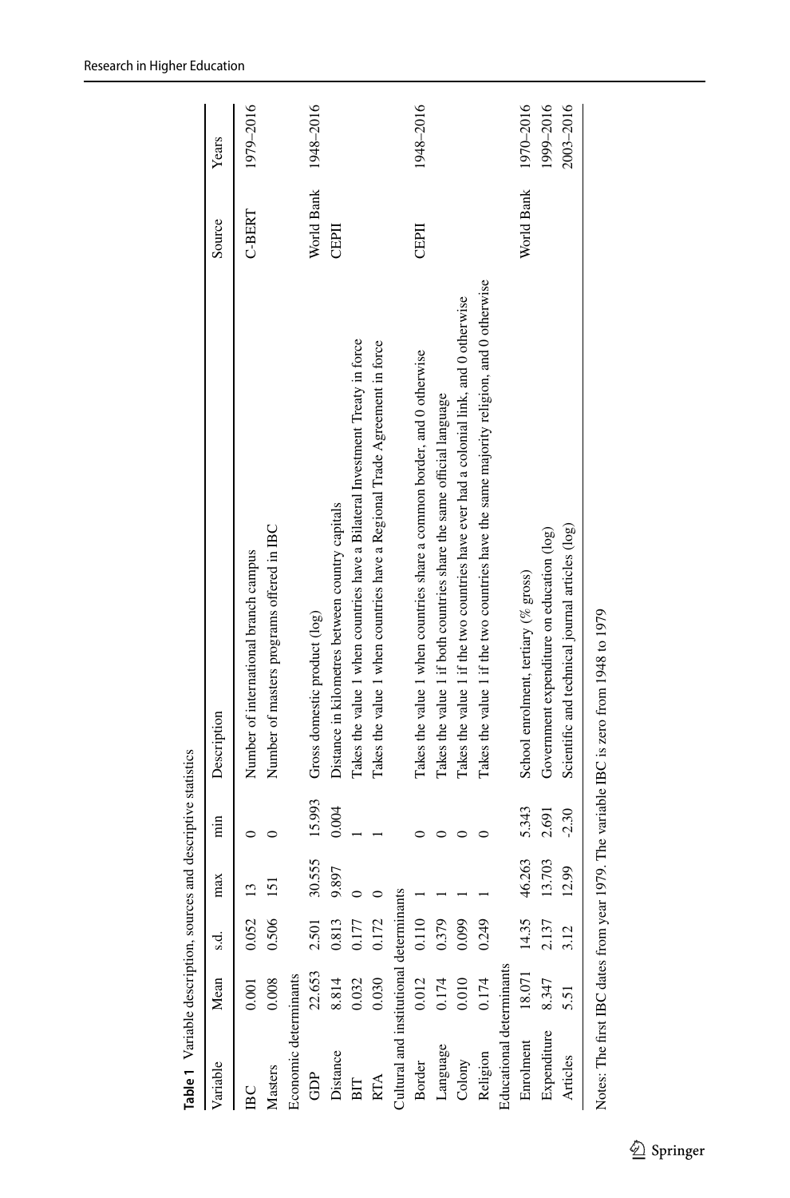**Table 1** Variable description, sources and descriptive statistics

| Variable | Mean | s.d. | max | min | Description | Source | Years |
|---|---|---|---|---|---|---|---|
| IBC | 0.001 | 0.052 | 13 | 0 | Number of international branch campus | C-BERT | 1979–2016 |
| Masters | 0.008 | 0.506 | 151 | 0 | Number of masters programs offered in IBC | | |
| Economic determinants | | | | | | | |
| GDP | 22.653 | 2.501 | 30.555 | 15.993 | Gross domestic product (log) | World Bank | 1948–2016 |
| Distance | 8.814 | 0.813 | 9.897 | 0.004 | Distance in kilometres between country capitals | CEPII | |
| BIT | 0.032 | 0.177 | 0 | 1 | Takes the value 1 when countries have a Bilateral Investment Treaty in force | | |
| RTA | 0.030 | 0.172 | 0 | 1 | Takes the value 1 when countries have a Regional Trade Agreement in force | | |
| Cultural and institutional determinants | | | | | | | |
| Border | 0.012 | 0.110 | 1 | 0 | Takes the value 1 when countries share a common border, and 0 otherwise | CEPII | 1948–2016 |
| Language | 0.174 | 0.379 | 1 | 0 | Takes the value 1 if both countries share the same official language | | |
| Colony | 0.010 | 0.099 | 1 | 0 | Takes the value 1 if the two countries have ever had a colonial link, and 0 otherwise | | |
| Religion | 0.174 | 0.249 | 1 | 0 | Takes the value 1 if the two countries have the same majority religion, and 0 otherwise | | |
| Educational determinants | | | | | | | |
| Enrolment | 18.071 | 14.35 | 46.263 | 5.343 | School enrolment, tertiary (% gross) | World Bank | 1970–2016 |
| Expenditure | 8.347 | 2.137 | 13.703 | 2.691 | Government expenditure on education (log) | | 1999–2016 |
| Articles | 5.51 | 3.12 | 12.99 | -2.30 | Scientific and technical journal articles (log) | | 2003–2016 |

Notes: The first IBC dates from year 1979. The variable IBC is zero from 1948 to 1979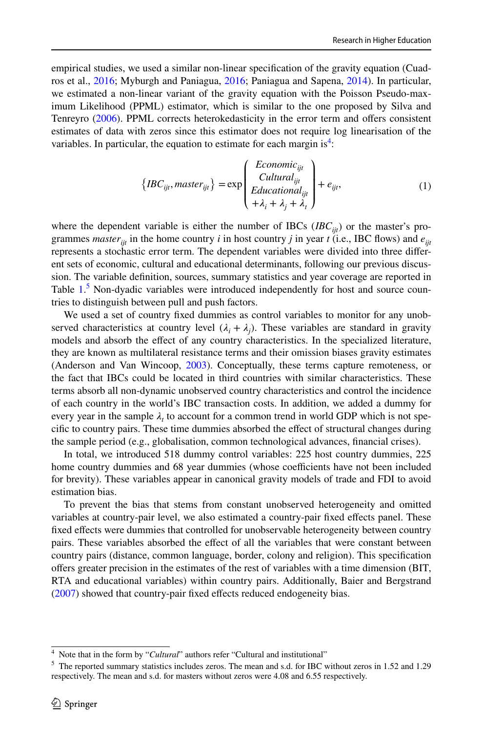empirical studies, we used a similar non-linear specification of the gravity equation (Cuadros et al., 2016; Myburgh and Paniagua, 2016; Paniagua and Sapena, 2014). In particular, we estimated a non-linear variant of the gravity equation with the Poisson Pseudo-maximum Likelihood (PPML) estimator, which is similar to the one proposed by Silva and Tenreyro (2006). PPML corrects heterokedasticity in the error term and offers consistent estimates of data with zeros since this estimator does not require log linearisation of the variables. In particular, the equation to estimate for each margin is[4]:

$$\left\{IBC_{ijt}, master_{ijt}\right\} = \exp\begin{pmatrix} Economic_{ijt} \\ Cultural_{ijt} \\ Educational_{ijt} \\ +\lambda_i + \lambda_j + \lambda_t \end{pmatrix} + e_{ijt}, \tag{1}$$

where the dependent variable is either the number of IBCs ($IBC_{ijt}$) or the master's programmes $master_{ijt}$ in the home country $i$ in host country $j$ in year $t$ (i.e., IBC flows) and $e_{ijt}$ represents a stochastic error term. The dependent variables were divided into three different sets of economic, cultural and educational determinants, following our previous discussion. The variable definition, sources, summary statistics and year coverage are reported in Table 1.[5] Non-dyadic variables were introduced independently for host and source countries to distinguish between pull and push factors.

We used a set of country fixed dummies as control variables to monitor for any unobserved characteristics at country level ($\lambda_i + \lambda_j$). These variables are standard in gravity models and absorb the effect of any country characteristics. In the specialized literature, they are known as multilateral resistance terms and their omission biases gravity estimates (Anderson and Van Wincoop, 2003). Conceptually, these terms capture remoteness, or the fact that IBCs could be located in third countries with similar characteristics. These terms absorb all non-dynamic unobserved country characteristics and control the incidence of each country in the world's IBC transaction costs. In addition, we added a dummy for every year in the sample $\lambda_t$ to account for a common trend in world GDP which is not specific to country pairs. These time dummies absorbed the effect of structural changes during the sample period (e.g., globalisation, common technological advances, financial crises).

In total, we introduced 518 dummy control variables: 225 host country dummies, 225 home country dummies and 68 year dummies (whose coefficients have not been included for brevity). These variables appear in canonical gravity models of trade and FDI to avoid estimation bias.

To prevent the bias that stems from constant unobserved heterogeneity and omitted variables at country-pair level, we also estimated a country-pair fixed effects panel. These fixed effects were dummies that controlled for unobservable heterogeneity between country pairs. These variables absorbed the effect of all the variables that were constant between country pairs (distance, common language, border, colony and religion). This specification offers greater precision in the estimates of the rest of variables with a time dimension (BIT, RTA and educational variables) within country pairs. Additionally, Baier and Bergstrand (2007) showed that country-pair fixed effects reduced endogeneity bias.

---

[4] Note that in the form by "*Cultural*" authors refer "Cultural and institutional"

[5] The reported summary statistics includes zeros. The mean and s.d. for IBC without zeros in 1.52 and 1.29 respectively. The mean and s.d. for masters without zeros were 4.08 and 6.55 respectively.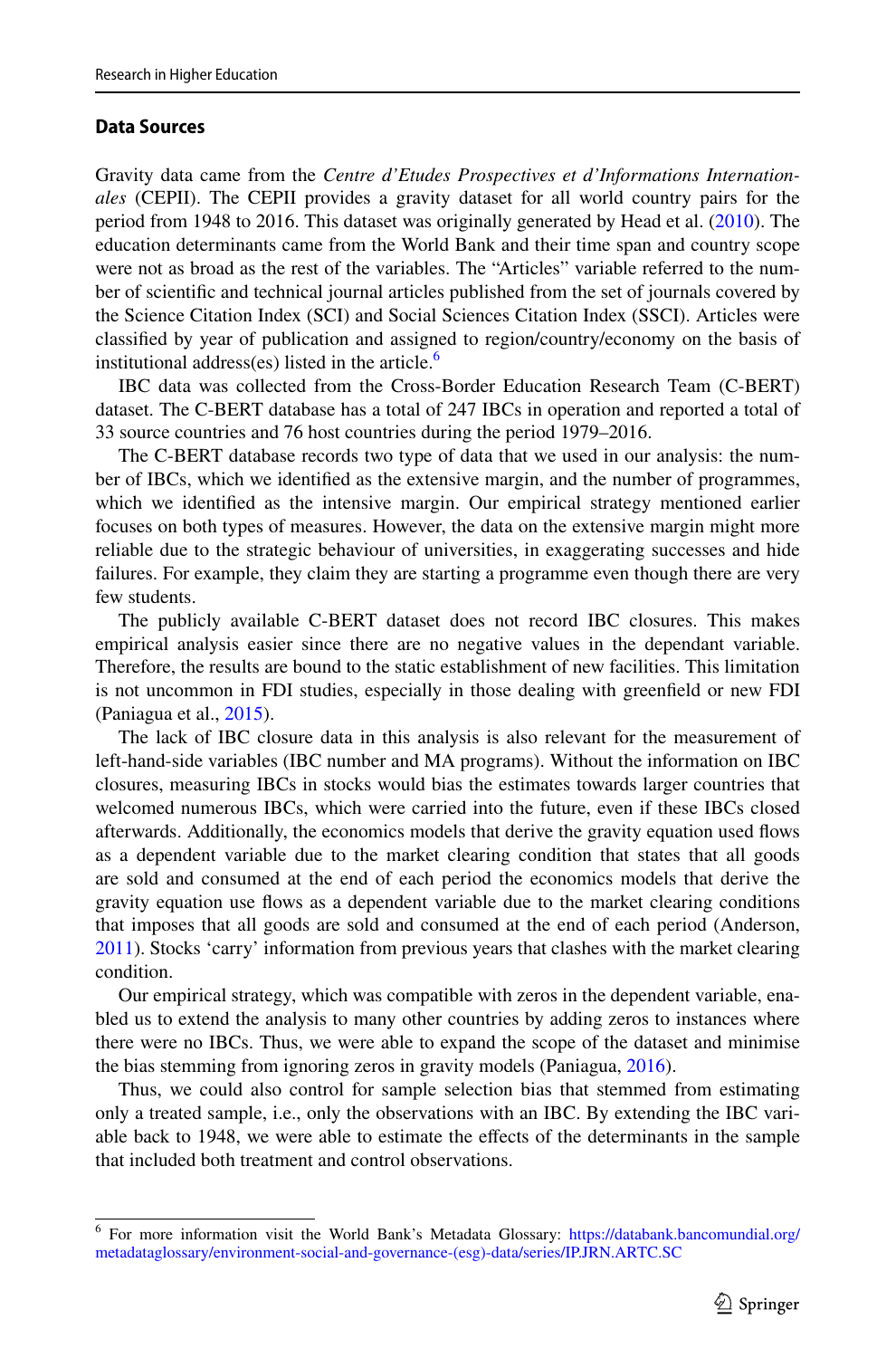### Data Sources

Gravity data came from the *Centre d'Etudes Prospectives et d'Informations Internationales* (CEPII). The CEPII provides a gravity dataset for all world country pairs for the period from 1948 to 2016. This dataset was originally generated by Head et al. (2010). The education determinants came from the World Bank and their time span and country scope were not as broad as the rest of the variables. The "Articles" variable referred to the number of scientific and technical journal articles published from the set of journals covered by the Science Citation Index (SCI) and Social Sciences Citation Index (SSCI). Articles were classified by year of publication and assigned to region/country/economy on the basis of institutional address(es) listed in the article.[6]

IBC data was collected from the Cross-Border Education Research Team (C-BERT) dataset. The C-BERT database has a total of 247 IBCs in operation and reported a total of 33 source countries and 76 host countries during the period 1979–2016.

The C-BERT database records two type of data that we used in our analysis: the number of IBCs, which we identified as the extensive margin, and the number of programmes, which we identified as the intensive margin. Our empirical strategy mentioned earlier focuses on both types of measures. However, the data on the extensive margin might more reliable due to the strategic behaviour of universities, in exaggerating successes and hide failures. For example, they claim they are starting a programme even though there are very few students.

The publicly available C-BERT dataset does not record IBC closures. This makes empirical analysis easier since there are no negative values in the dependant variable. Therefore, the results are bound to the static establishment of new facilities. This limitation is not uncommon in FDI studies, especially in those dealing with greenfield or new FDI (Paniagua et al., 2015).

The lack of IBC closure data in this analysis is also relevant for the measurement of left-hand-side variables (IBC number and MA programs). Without the information on IBC closures, measuring IBCs in stocks would bias the estimates towards larger countries that welcomed numerous IBCs, which were carried into the future, even if these IBCs closed afterwards. Additionally, the economics models that derive the gravity equation used flows as a dependent variable due to the market clearing condition that states that all goods are sold and consumed at the end of each period the economics models that derive the gravity equation use flows as a dependent variable due to the market clearing conditions that imposes that all goods are sold and consumed at the end of each period (Anderson, 2011). Stocks 'carry' information from previous years that clashes with the market clearing condition.

Our empirical strategy, which was compatible with zeros in the dependent variable, enabled us to extend the analysis to many other countries by adding zeros to instances where there were no IBCs. Thus, we were able to expand the scope of the dataset and minimise the bias stemming from ignoring zeros in gravity models (Paniagua, 2016).

Thus, we could also control for sample selection bias that stemmed from estimating only a treated sample, i.e., only the observations with an IBC. By extending the IBC variable back to 1948, we were able to estimate the effects of the determinants in the sample that included both treatment and control observations.

---

[6] For more information visit the World Bank's Metadata Glossary: https://databank.bancomundial.org/metadataglossary/environment-social-and-governance-(esg)-data/series/IP.JRN.ARTC.SC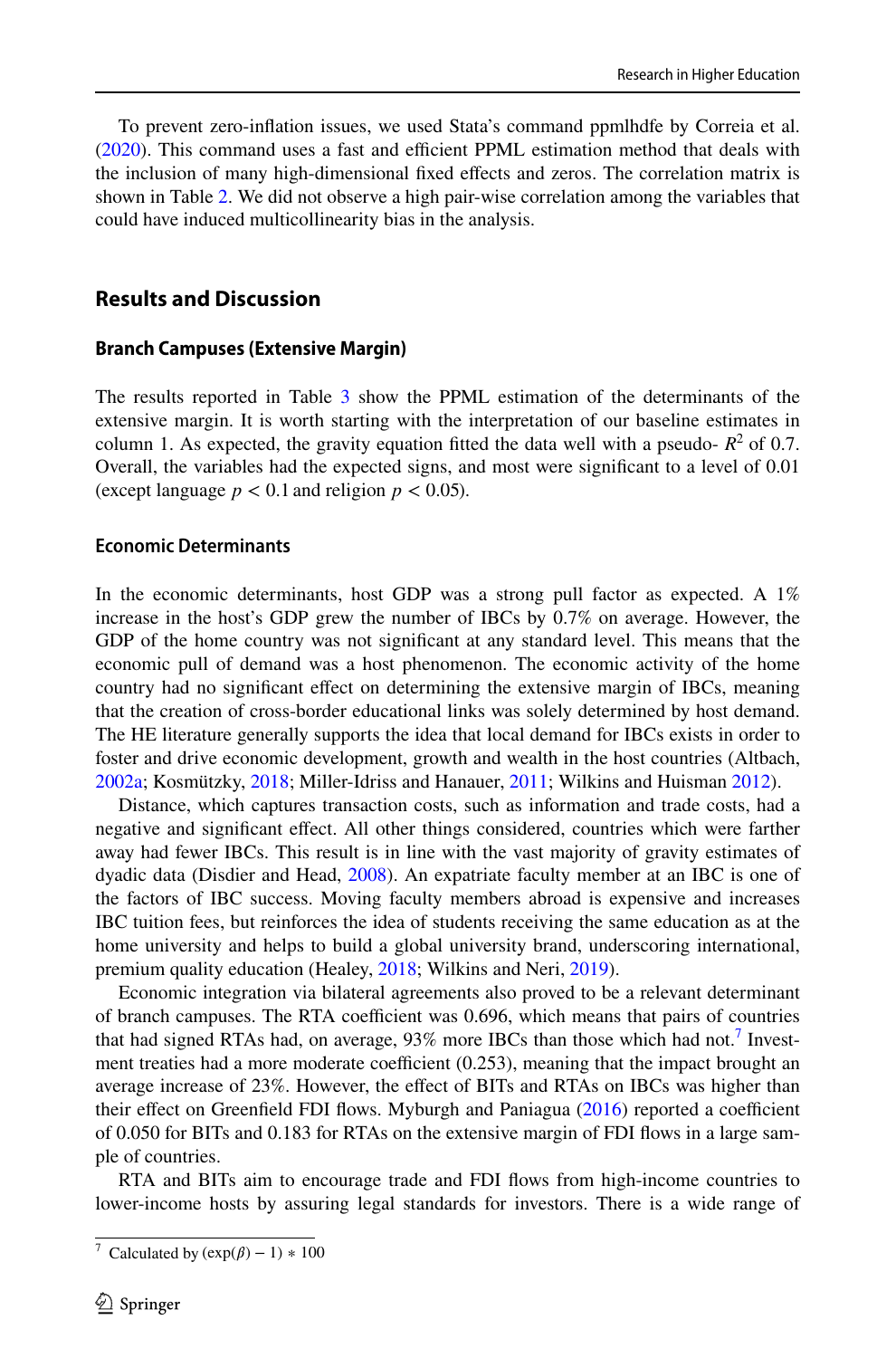To prevent zero-inflation issues, we used Stata's command ppmlhdfe by Correia et al. (2020). This command uses a fast and efficient PPML estimation method that deals with the inclusion of many high-dimensional fixed effects and zeros. The correlation matrix is shown in Table 2. We did not observe a high pair-wise correlation among the variables that could have induced multicollinearity bias in the analysis.

## Results and Discussion

### Branch Campuses (Extensive Margin)

The results reported in Table 3 show the PPML estimation of the determinants of the extensive margin. It is worth starting with the interpretation of our baseline estimates in column 1. As expected, the gravity equation fitted the data well with a pseudo- $R^2$ of 0.7. Overall, the variables had the expected signs, and most were significant to a level of 0.01 (except language $p < 0.1$ and religion $p < 0.05$).

### Economic Determinants

In the economic determinants, host GDP was a strong pull factor as expected. A 1% increase in the host's GDP grew the number of IBCs by 0.7% on average. However, the GDP of the home country was not significant at any standard level. This means that the economic pull of demand was a host phenomenon. The economic activity of the home country had no significant effect on determining the extensive margin of IBCs, meaning that the creation of cross-border educational links was solely determined by host demand. The HE literature generally supports the idea that local demand for IBCs exists in order to foster and drive economic development, growth and wealth in the host countries (Altbach, 2002a; Kosmützky, 2018; Miller-Idriss and Hanauer, 2011; Wilkins and Huisman 2012).

Distance, which captures transaction costs, such as information and trade costs, had a negative and significant effect. All other things considered, countries which were farther away had fewer IBCs. This result is in line with the vast majority of gravity estimates of dyadic data (Disdier and Head, 2008). An expatriate faculty member at an IBC is one of the factors of IBC success. Moving faculty members abroad is expensive and increases IBC tuition fees, but reinforces the idea of students receiving the same education as at the home university and helps to build a global university brand, underscoring international, premium quality education (Healey, 2018; Wilkins and Neri, 2019).

Economic integration via bilateral agreements also proved to be a relevant determinant of branch campuses. The RTA coefficient was 0.696, which means that pairs of countries that had signed RTAs had, on average, 93% more IBCs than those which had not.[7] Investment treaties had a more moderate coefficient (0.253), meaning that the impact brought an average increase of 23%. However, the effect of BITs and RTAs on IBCs was higher than their effect on Greenfield FDI flows. Myburgh and Paniagua (2016) reported a coefficient of 0.050 for BITs and 0.183 for RTAs on the extensive margin of FDI flows in a large sample of countries.

RTA and BITs aim to encourage trade and FDI flows from high-income countries to lower-income hosts by assuring legal standards for investors. There is a wide range of

[7] Calculated by $(\exp(\beta) - 1) * 100$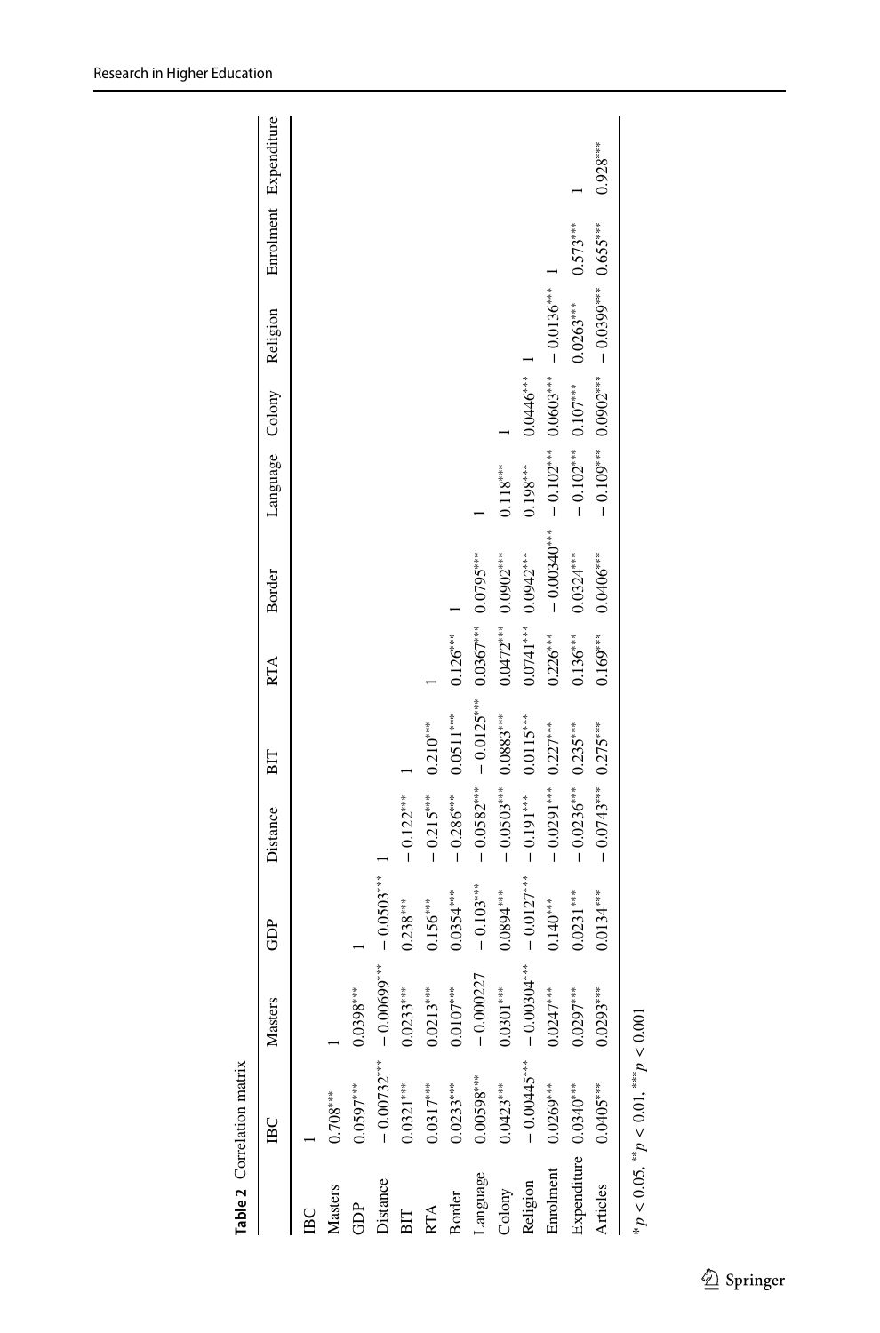**Table 2** Correlation matrix

| | IBC | Masters | GDP | Distance | BIT | RTA | Border | Language | Colony | Religion | Enrolment | Expenditure |
|---|---|---|---|---|---|---|---|---|---|---|---|---|
| IBC | 1 | | | | | | | | | | | |
| Masters | 0.708*** | 1 | | | | | | | | | | |
| GDP | 0.0597*** | 0.0398*** | 1 | | | | | | | | | |
| Distance | − 0.00732*** | − 0.00699*** | − 0.0503*** | 1 | | | | | | | | |
| BIT | 0.0321*** | 0.0233*** | 0.238*** | − 0.122*** | 1 | | | | | | | |
| RTA | 0.0317*** | 0.0213*** | 0.156*** | − 0.215*** | 0.210*** | 1 | | | | | | |
| Border | 0.0233*** | 0.0107*** | 0.0354*** | − 0.286*** | 0.0511*** | 0.126*** | 1 | | | | | |
| Language | 0.00598*** | − 0.000227 | − 0.103*** | − 0.0582*** | − 0.0125*** | 0.0367*** | 0.0795*** | 1 | | | | |
| Colony | 0.0423*** | 0.0301*** | 0.0894*** | − 0.0503*** | 0.0883*** | 0.0472*** | 0.0902*** | 0.118*** | 1 | | | |
| Religion | − 0.00445*** | − 0.00304*** | − 0.0127*** | − 0.191*** | 0.0115*** | 0.0741*** | 0.0942*** | 0.198*** | 0.0446*** | 1 | | |
| Enrolment | 0.0269*** | 0.0247*** | 0.140*** | − 0.0291*** | 0.227*** | 0.226*** | − 0.00340*** | − 0.102*** | 0.0603*** | − 0.0136*** | 1 | |
| Expenditure | 0.0340*** | 0.0297*** | 0.0231*** | − 0.0236*** | 0.235*** | 0.136*** | 0.0324*** | − 0.102*** | 0.107*** | 0.0263*** | 0.573*** | 1 |
| Articles | 0.0405*** | 0.0293*** | 0.0134*** | − 0.0743*** | 0.275*** | 0.169*** | 0.0406*** | − 0.109*** | 0.0902*** | − 0.0399*** | 0.655*** | 0.928*** |

*$p < 0.05$, **$p < 0.01$, ***$p < 0.001$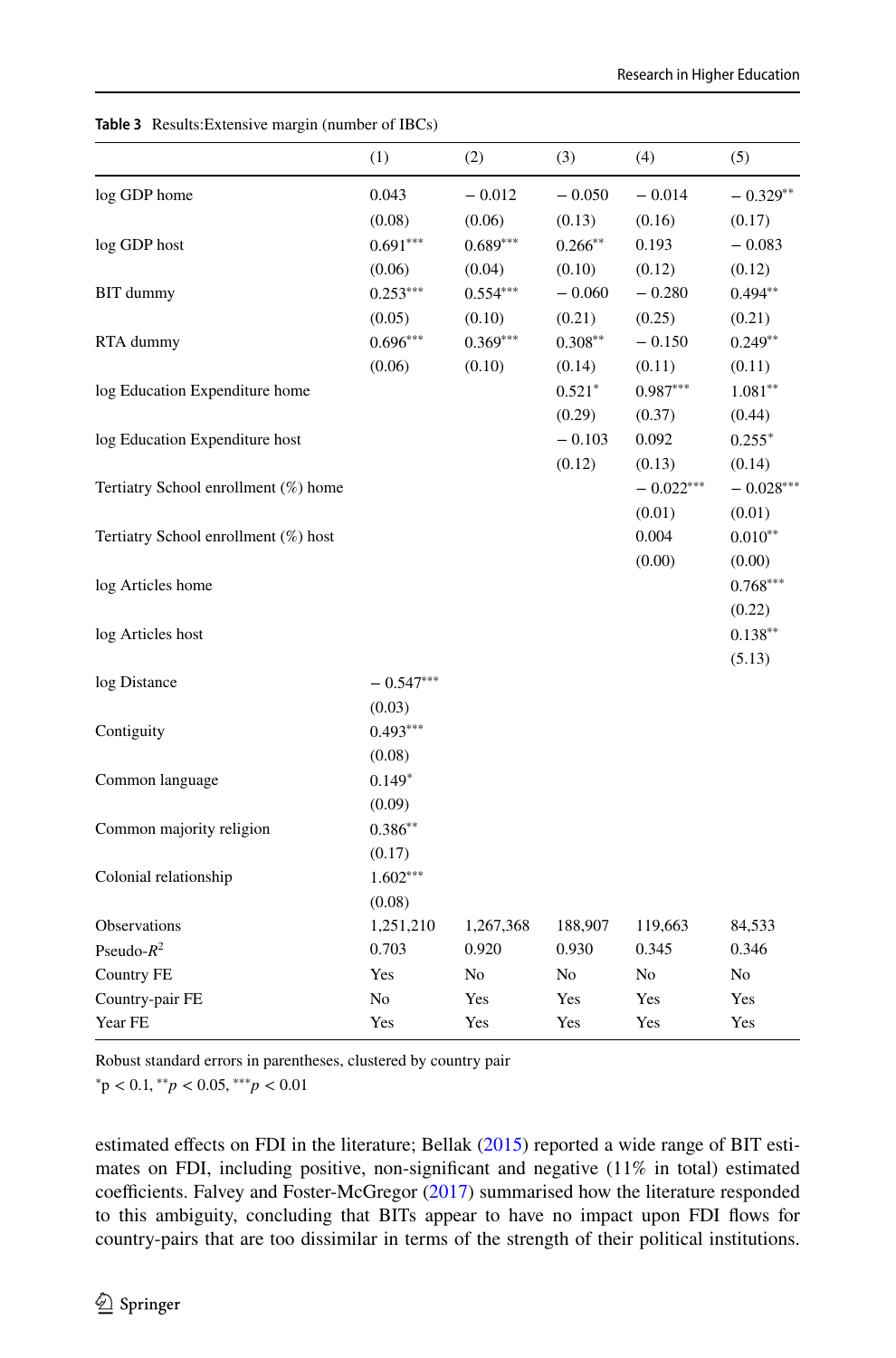**Table 3** Results:Extensive margin (number of IBCs)

| | (1) | (2) | (3) | (4) | (5) |
|---|---|---|---|---|---|
| log GDP home | 0.043 | − 0.012 | − 0.050 | − 0.014 | − 0.329** |
| | (0.08) | (0.06) | (0.13) | (0.16) | (0.17) |
| log GDP host | 0.691*** | 0.689*** | 0.266** | 0.193 | − 0.083 |
| | (0.06) | (0.04) | (0.10) | (0.12) | (0.12) |
| BIT dummy | 0.253*** | 0.554*** | − 0.060 | − 0.280 | 0.494** |
| | (0.05) | (0.10) | (0.21) | (0.25) | (0.21) |
| RTA dummy | 0.696*** | 0.369*** | 0.308** | − 0.150 | 0.249** |
| | (0.06) | (0.10) | (0.14) | (0.11) | (0.11) |
| log Education Expenditure home | | | 0.521* | 0.987*** | 1.081** |
| | | | (0.29) | (0.37) | (0.44) |
| log Education Expenditure host | | | − 0.103 | 0.092 | 0.255* |
| | | | (0.12) | (0.13) | (0.14) |
| Tertiary School enrollment (%) home | | | | − 0.022*** | − 0.028*** |
| | | | | (0.01) | (0.01) |
| Tertiary School enrollment (%) host | | | | 0.004 | 0.010** |
| | | | | (0.00) | (0.00) |
| log Articles home | | | | | 0.768*** |
| | | | | | (0.22) |
| log Articles host | | | | | 0.138** |
| | | | | | (5.13) |
| log Distance | − 0.547*** | | | | |
| | (0.03) | | | | |
| Contiguity | 0.493*** | | | | |
| | (0.08) | | | | |
| Common language | 0.149* | | | | |
| | (0.09) | | | | |
| Common majority religion | 0.386** | | | | |
| | (0.17) | | | | |
| Colonial relationship | 1.602*** | | | | |
| | (0.08) | | | | |
| Observations | 1,251,210 | 1,267,368 | 188,907 | 119,663 | 84,533 |
| Pseudo-$R^2$ | 0.703 | 0.920 | 0.930 | 0.345 | 0.346 |
| Country FE | Yes | No | No | No | No |
| Country-pair FE | No | Yes | Yes | Yes | Yes |
| Year FE | Yes | Yes | Yes | Yes | Yes |

Robust standard errors in parentheses, clustered by country pair

*p < 0.1, **$p < 0.05$, ***$p < 0.01$

estimated effects on FDI in the literature; Bellak (2015) reported a wide range of BIT estimates on FDI, including positive, non-significant and negative (11% in total) estimated coefficients. Falvey and Foster-McGregor (2017) summarised how the literature responded to this ambiguity, concluding that BITs appear to have no impact upon FDI flows for country-pairs that are too dissimilar in terms of the strength of their political institutions.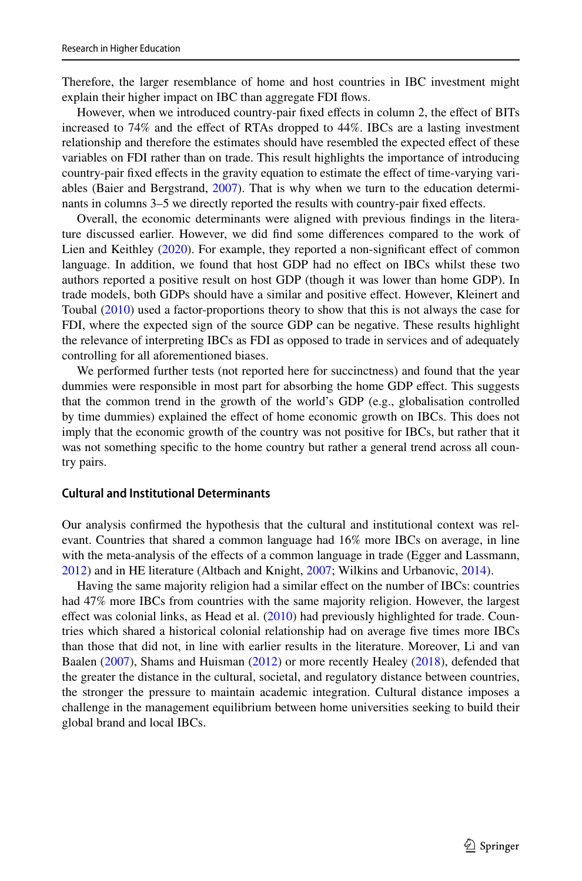Therefore, the larger resemblance of home and host countries in IBC investment might explain their higher impact on IBC than aggregate FDI flows.

However, when we introduced country-pair fixed effects in column 2, the effect of BITs increased to 74% and the effect of RTAs dropped to 44%. IBCs are a lasting investment relationship and therefore the estimates should have resembled the expected effect of these variables on FDI rather than on trade. This result highlights the importance of introducing country-pair fixed effects in the gravity equation to estimate the effect of time-varying variables (Baier and Bergstrand, 2007). That is why when we turn to the education determinants in columns 3–5 we directly reported the results with country-pair fixed effects.

Overall, the economic determinants were aligned with previous findings in the literature discussed earlier. However, we did find some differences compared to the work of Lien and Keithley (2020). For example, they reported a non-significant effect of common language. In addition, we found that host GDP had no effect on IBCs whilst these two authors reported a positive result on host GDP (though it was lower than home GDP). In trade models, both GDPs should have a similar and positive effect. However, Kleinert and Toubal (2010) used a factor-proportions theory to show that this is not always the case for FDI, where the expected sign of the source GDP can be negative. These results highlight the relevance of interpreting IBCs as FDI as opposed to trade in services and of adequately controlling for all aforementioned biases.

We performed further tests (not reported here for succinctness) and found that the year dummies were responsible in most part for absorbing the home GDP effect. This suggests that the common trend in the growth of the world's GDP (e.g., globalisation controlled by time dummies) explained the effect of home economic growth on IBCs. This does not imply that the economic growth of the country was not positive for IBCs, but rather that it was not something specific to the home country but rather a general trend across all country pairs.

### Cultural and Institutional Determinants

Our analysis confirmed the hypothesis that the cultural and institutional context was relevant. Countries that shared a common language had 16% more IBCs on average, in line with the meta-analysis of the effects of a common language in trade (Egger and Lassmann, 2012) and in HE literature (Altbach and Knight, 2007; Wilkins and Urbanovic, 2014).

Having the same majority religion had a similar effect on the number of IBCs: countries had 47% more IBCs from countries with the same majority religion. However, the largest effect was colonial links, as Head et al. (2010) had previously highlighted for trade. Countries which shared a historical colonial relationship had on average five times more IBCs than those that did not, in line with earlier results in the literature. Moreover, Li and van Baalen (2007), Shams and Huisman (2012) or more recently Healey (2018), defended that the greater the distance in the cultural, societal, and regulatory distance between countries, the stronger the pressure to maintain academic integration. Cultural distance imposes a challenge in the management equilibrium between home universities seeking to build their global brand and local IBCs.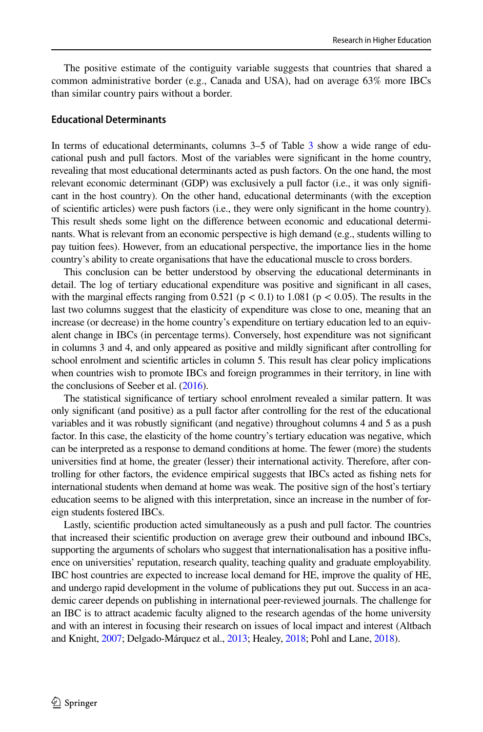The positive estimate of the contiguity variable suggests that countries that shared a common administrative border (e.g., Canada and USA), had on average 63% more IBCs than similar country pairs without a border.

### Educational Determinants

In terms of educational determinants, columns 3–5 of Table 3 show a wide range of educational push and pull factors. Most of the variables were significant in the home country, revealing that most educational determinants acted as push factors. On the one hand, the most relevant economic determinant (GDP) was exclusively a pull factor (i.e., it was only significant in the host country). On the other hand, educational determinants (with the exception of scientific articles) were push factors (i.e., they were only significant in the home country). This result sheds some light on the difference between economic and educational determinants. What is relevant from an economic perspective is high demand (e.g., students willing to pay tuition fees). However, from an educational perspective, the importance lies in the home country's ability to create organisations that have the educational muscle to cross borders.

This conclusion can be better understood by observing the educational determinants in detail. The log of tertiary educational expenditure was positive and significant in all cases, with the marginal effects ranging from 0.521 ($p < 0.1$) to 1.081 ($p < 0.05$). The results in the last two columns suggest that the elasticity of expenditure was close to one, meaning that an increase (or decrease) in the home country's expenditure on tertiary education led to an equivalent change in IBCs (in percentage terms). Conversely, host expenditure was not significant in columns 3 and 4, and only appeared as positive and mildly significant after controlling for school enrolment and scientific articles in column 5. This result has clear policy implications when countries wish to promote IBCs and foreign programmes in their territory, in line with the conclusions of Seeber et al. (2016).

The statistical significance of tertiary school enrolment revealed a similar pattern. It was only significant (and positive) as a pull factor after controlling for the rest of the educational variables and it was robustly significant (and negative) throughout columns 4 and 5 as a push factor. In this case, the elasticity of the home country's tertiary education was negative, which can be interpreted as a response to demand conditions at home. The fewer (more) the students universities find at home, the greater (lesser) their international activity. Therefore, after controlling for other factors, the evidence empirical suggests that IBCs acted as fishing nets for international students when demand at home was weak. The positive sign of the host's tertiary education seems to be aligned with this interpretation, since an increase in the number of foreign students fostered IBCs.

Lastly, scientific production acted simultaneously as a push and pull factor. The countries that increased their scientific production on average grew their outbound and inbound IBCs, supporting the arguments of scholars who suggest that internationalisation has a positive influence on universities' reputation, research quality, teaching quality and graduate employability. IBC host countries are expected to increase local demand for HE, improve the quality of HE, and undergo rapid development in the volume of publications they put out. Success in an academic career depends on publishing in international peer-reviewed journals. The challenge for an IBC is to attract academic faculty aligned to the research agendas of the home university and with an interest in focusing their research on issues of local impact and interest (Altbach and Knight, 2007; Delgado-Márquez et al., 2013; Healey, 2018; Pohl and Lane, 2018).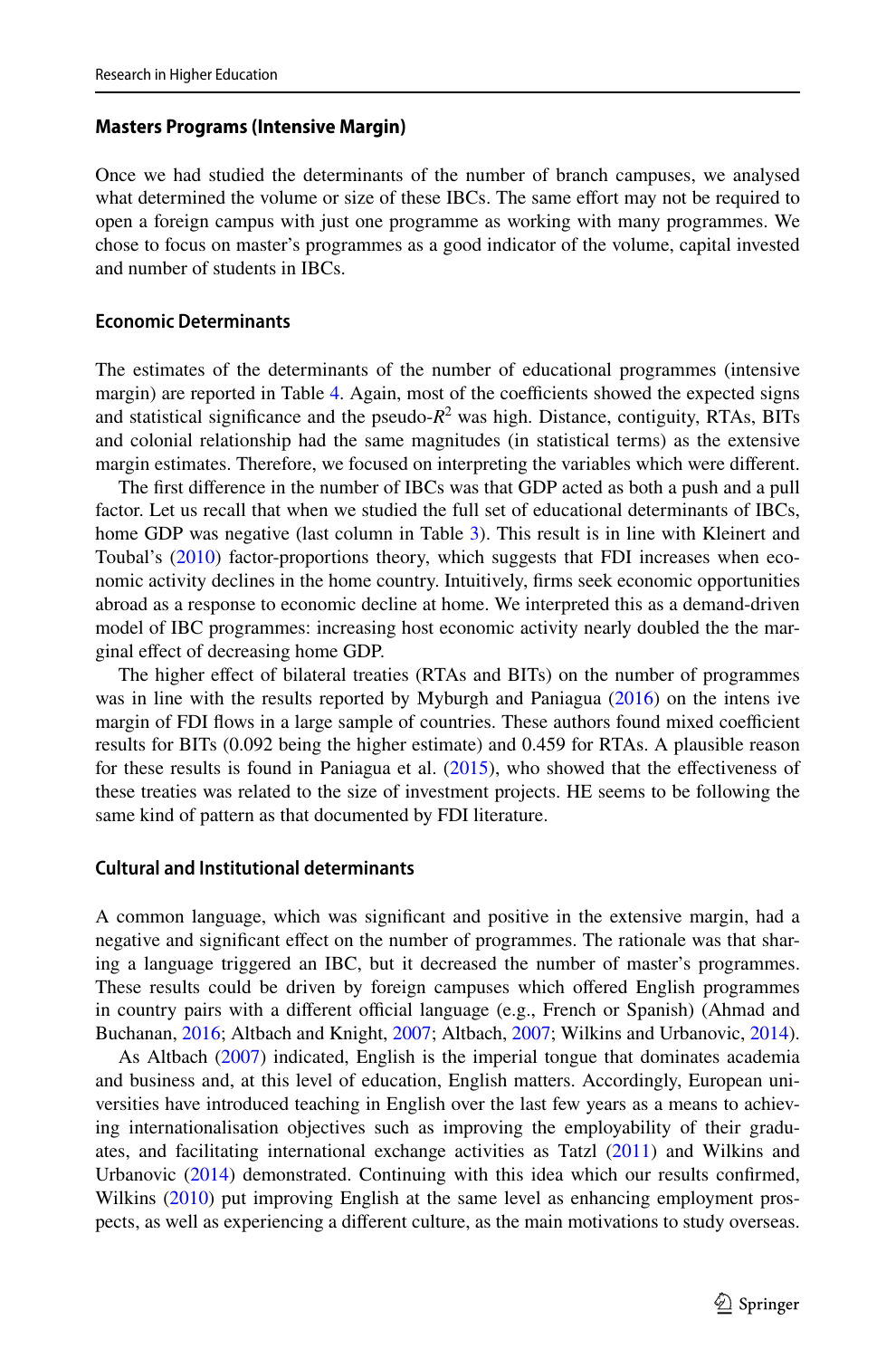### Masters Programs (Intensive Margin)

Once we had studied the determinants of the number of branch campuses, we analysed what determined the volume or size of these IBCs. The same effort may not be required to open a foreign campus with just one programme as working with many programmes. We chose to focus on master's programmes as a good indicator of the volume, capital invested and number of students in IBCs.

### Economic Determinants

The estimates of the determinants of the number of educational programmes (intensive margin) are reported in Table 4. Again, most of the coefficients showed the expected signs and statistical significance and the pseudo-$R^2$ was high. Distance, contiguity, RTAs, BITs and colonial relationship had the same magnitudes (in statistical terms) as the extensive margin estimates. Therefore, we focused on interpreting the variables which were different.

The first difference in the number of IBCs was that GDP acted as both a push and a pull factor. Let us recall that when we studied the full set of educational determinants of IBCs, home GDP was negative (last column in Table 3). This result is in line with Kleinert and Toubal's (2010) factor-proportions theory, which suggests that FDI increases when economic activity declines in the home country. Intuitively, firms seek economic opportunities abroad as a response to economic decline at home. We interpreted this as a demand-driven model of IBC programmes: increasing host economic activity nearly doubled the the marginal effect of decreasing home GDP.

The higher effect of bilateral treaties (RTAs and BITs) on the number of programmes was in line with the results reported by Myburgh and Paniagua (2016) on the intens ive margin of FDI flows in a large sample of countries. These authors found mixed coefficient results for BITs (0.092 being the higher estimate) and 0.459 for RTAs. A plausible reason for these results is found in Paniagua et al. (2015), who showed that the effectiveness of these treaties was related to the size of investment projects. HE seems to be following the same kind of pattern as that documented by FDI literature.

### Cultural and Institutional determinants

A common language, which was significant and positive in the extensive margin, had a negative and significant effect on the number of programmes. The rationale was that sharing a language triggered an IBC, but it decreased the number of master's programmes. These results could be driven by foreign campuses which offered English programmes in country pairs with a different official language (e.g., French or Spanish) (Ahmad and Buchanan, 2016; Altbach and Knight, 2007; Altbach, 2007; Wilkins and Urbanovic, 2014).

As Altbach (2007) indicated, English is the imperial tongue that dominates academia and business and, at this level of education, English matters. Accordingly, European universities have introduced teaching in English over the last few years as a means to achieving internationalisation objectives such as improving the employability of their graduates, and facilitating international exchange activities as Tatzl (2011) and Wilkins and Urbanovic (2014) demonstrated. Continuing with this idea which our results confirmed, Wilkins (2010) put improving English at the same level as enhancing employment prospects, as well as experiencing a different culture, as the main motivations to study overseas.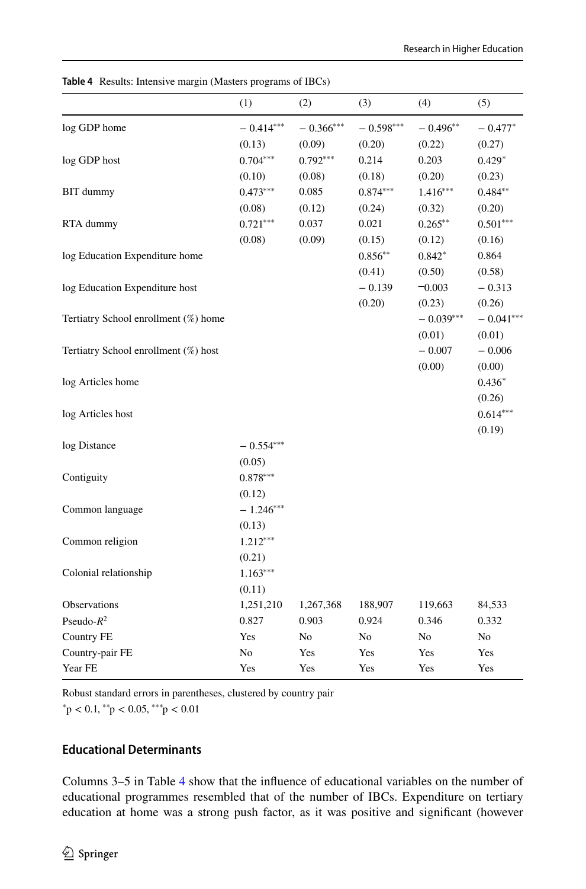**Table 4** Results: Intensive margin (Masters programs of IBCs)

| | (1) | (2) | (3) | (4) | (5) |
|---|---|---|---|---|---|
| log GDP home | − 0.414*** | − 0.366*** | − 0.598*** | − 0.496** | − 0.477* |
| | (0.13) | (0.09) | (0.20) | (0.22) | (0.27) |
| log GDP host | 0.704*** | 0.792*** | 0.214 | 0.203 | 0.429* |
| | (0.10) | (0.08) | (0.18) | (0.20) | (0.23) |
| BIT dummy | 0.473*** | 0.085 | 0.874*** | 1.416*** | 0.484** |
| | (0.08) | (0.12) | (0.24) | (0.32) | (0.20) |
| RTA dummy | 0.721*** | 0.037 | 0.021 | 0.265** | 0.501*** |
| | (0.08) | (0.09) | (0.15) | (0.12) | (0.16) |
| log Education Expenditure home | | | 0.856** | 0.842* | 0.864 |
| | | | (0.41) | (0.50) | (0.58) |
| log Education Expenditure host | | | − 0.139 | −0.003 | − 0.313 |
| | | | (0.20) | (0.23) | (0.26) |
| Tertiary School enrollment (%) home | | | | − 0.039*** | − 0.041*** |
| | | | | (0.01) | (0.01) |
| Tertiary School enrollment (%) host | | | | − 0.007 | − 0.006 |
| | | | | (0.00) | (0.00) |
| log Articles home | | | | | 0.436* |
| | | | | | (0.26) |
| log Articles host | | | | | 0.614*** |
| | | | | | (0.19) |
| log Distance | − 0.554*** | | | | |
| | (0.05) | | | | |
| Contiguity | 0.878*** | | | | |
| | (0.12) | | | | |
| Common language | − 1.246*** | | | | |
| | (0.13) | | | | |
| Common religion | 1.212*** | | | | |
| | (0.21) | | | | |
| Colonial relationship | 1.163*** | | | | |
| | (0.11) | | | | |
| Observations | 1,251,210 | 1,267,368 | 188,907 | 119,663 | 84,533 |
| Pseudo-$R^2$ | 0.827 | 0.903 | 0.924 | 0.346 | 0.332 |
| Country FE | Yes | No | No | No | No |
| Country-pair FE | No | Yes | Yes | Yes | Yes |
| Year FE | Yes | Yes | Yes | Yes | Yes |

Robust standard errors in parentheses, clustered by country pair

*p < 0.1, **p < 0.05, ***p < 0.01

### Educational Determinants

Columns 3–5 in Table 4 show that the influence of educational variables on the number of educational programmes resembled that of the number of IBCs. Expenditure on tertiary education at home was a strong push factor, as it was positive and significant (however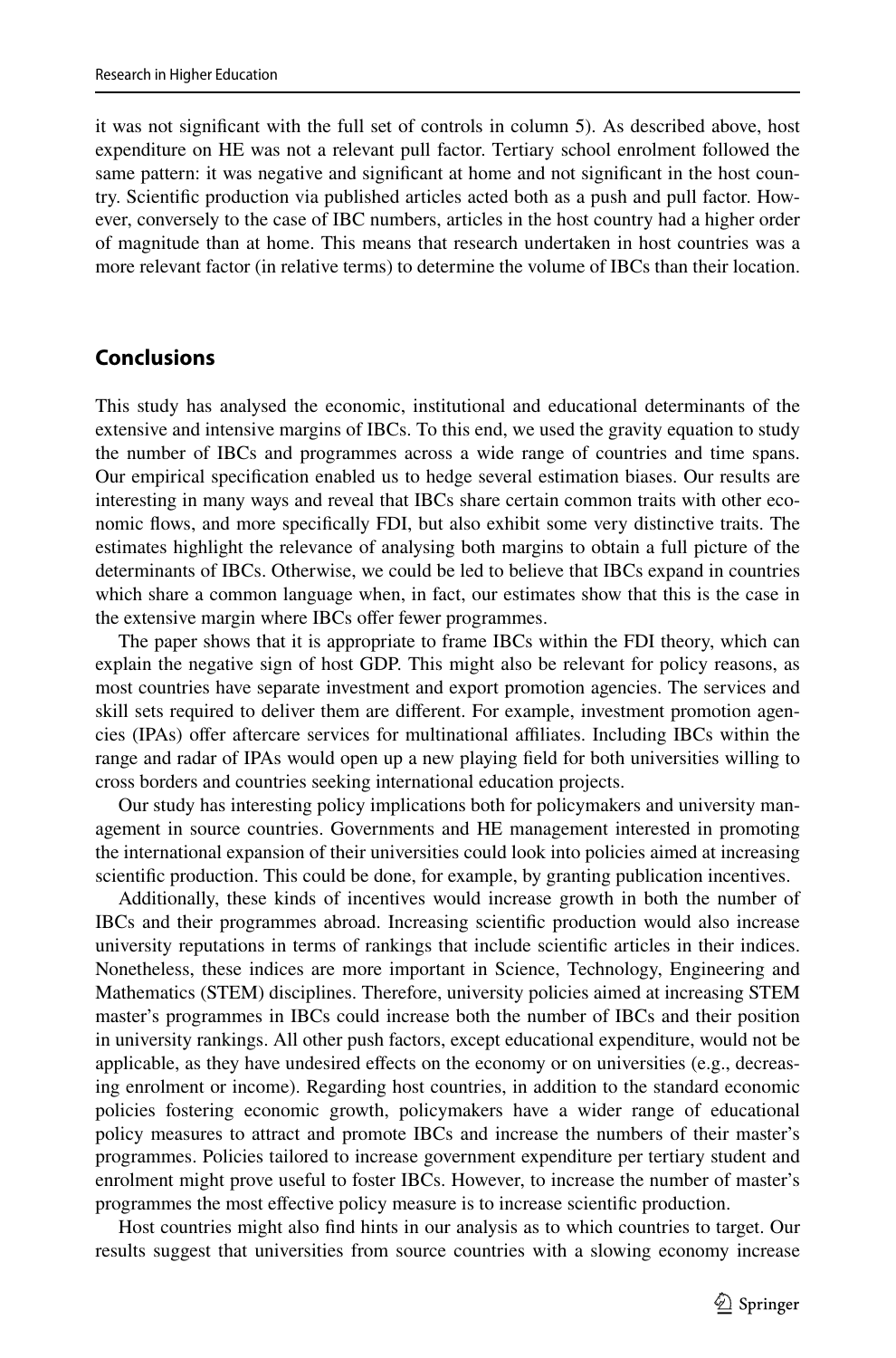it was not significant with the full set of controls in column 5). As described above, host expenditure on HE was not a relevant pull factor. Tertiary school enrolment followed the same pattern: it was negative and significant at home and not significant in the host country. Scientific production via published articles acted both as a push and pull factor. However, conversely to the case of IBC numbers, articles in the host country had a higher order of magnitude than at home. This means that research undertaken in host countries was a more relevant factor (in relative terms) to determine the volume of IBCs than their location.

## Conclusions

This study has analysed the economic, institutional and educational determinants of the extensive and intensive margins of IBCs. To this end, we used the gravity equation to study the number of IBCs and programmes across a wide range of countries and time spans. Our empirical specification enabled us to hedge several estimation biases. Our results are interesting in many ways and reveal that IBCs share certain common traits with other economic flows, and more specifically FDI, but also exhibit some very distinctive traits. The estimates highlight the relevance of analysing both margins to obtain a full picture of the determinants of IBCs. Otherwise, we could be led to believe that IBCs expand in countries which share a common language when, in fact, our estimates show that this is the case in the extensive margin where IBCs offer fewer programmes.

The paper shows that it is appropriate to frame IBCs within the FDI theory, which can explain the negative sign of host GDP. This might also be relevant for policy reasons, as most countries have separate investment and export promotion agencies. The services and skill sets required to deliver them are different. For example, investment promotion agencies (IPAs) offer aftercare services for multinational affiliates. Including IBCs within the range and radar of IPAs would open up a new playing field for both universities willing to cross borders and countries seeking international education projects.

Our study has interesting policy implications both for policymakers and university management in source countries. Governments and HE management interested in promoting the international expansion of their universities could look into policies aimed at increasing scientific production. This could be done, for example, by granting publication incentives.

Additionally, these kinds of incentives would increase growth in both the number of IBCs and their programmes abroad. Increasing scientific production would also increase university reputations in terms of rankings that include scientific articles in their indices. Nonetheless, these indices are more important in Science, Technology, Engineering and Mathematics (STEM) disciplines. Therefore, university policies aimed at increasing STEM master's programmes in IBCs could increase both the number of IBCs and their position in university rankings. All other push factors, except educational expenditure, would not be applicable, as they have undesired effects on the economy or on universities (e.g., decreasing enrolment or income). Regarding host countries, in addition to the standard economic policies fostering economic growth, policymakers have a wider range of educational policy measures to attract and promote IBCs and increase the numbers of their master's programmes. Policies tailored to increase government expenditure per tertiary student and enrolment might prove useful to foster IBCs. However, to increase the number of master's programmes the most effective policy measure is to increase scientific production.

Host countries might also find hints in our analysis as to which countries to target. Our results suggest that universities from source countries with a slowing economy increase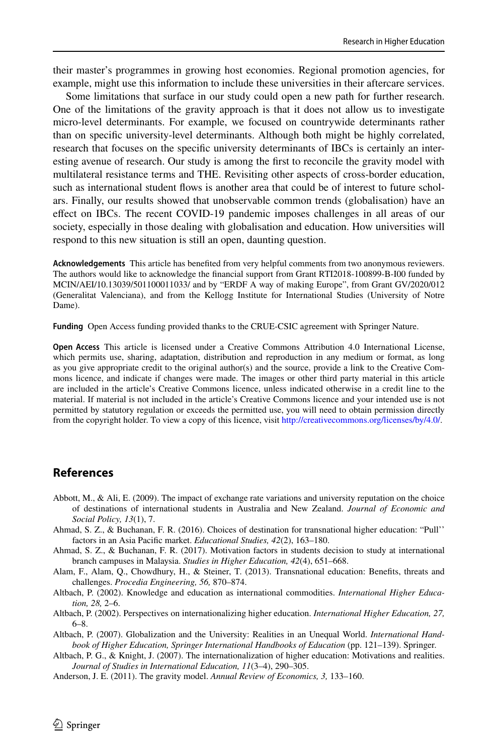their master's programmes in growing host economies. Regional promotion agencies, for example, might use this information to include these universities in their aftercare services.

Some limitations that surface in our study could open a new path for further research. One of the limitations of the gravity approach is that it does not allow us to investigate micro-level determinants. For example, we focused on countrywide determinants rather than on specific university-level determinants. Although both might be highly correlated, research that focuses on the specific university determinants of IBCs is certainly an interesting avenue of research. Our study is among the first to reconcile the gravity model with multilateral resistance terms and THE. Revisiting other aspects of cross-border education, such as international student flows is another area that could be of interest to future scholars. Finally, our results showed that unobservable common trends (globalisation) have an effect on IBCs. The recent COVID-19 pandemic imposes challenges in all areas of our society, especially in those dealing with globalisation and education. How universities will respond to this new situation is still an open, daunting question.

**Acknowledgements** This article has benefited from very helpful comments from two anonymous reviewers. The authors would like to acknowledge the financial support from Grant RTI2018-100899-B-I00 funded by MCIN/AEI/10.13039/501100011033/ and by "ERDF A way of making Europe", from Grant GV/2020/012 (Generalitat Valenciana), and from the Kellogg Institute for International Studies (University of Notre Dame).

**Funding** Open Access funding provided thanks to the CRUE-CSIC agreement with Springer Nature.

**Open Access** This article is licensed under a Creative Commons Attribution 4.0 International License, which permits use, sharing, adaptation, distribution and reproduction in any medium or format, as long as you give appropriate credit to the original author(s) and the source, provide a link to the Creative Commons licence, and indicate if changes were made. The images or other third party material in this article are included in the article's Creative Commons licence, unless indicated otherwise in a credit line to the material. If material is not included in the article's Creative Commons licence and your intended use is not permitted by statutory regulation or exceeds the permitted use, you will need to obtain permission directly from the copyright holder. To view a copy of this licence, visit http://creativecommons.org/licenses/by/4.0/.

## References

Abbott, M., & Ali, E. (2009). The impact of exchange rate variations and university reputation on the choice of destinations of international students in Australia and New Zealand. *Journal of Economic and Social Policy, 13*(1), 7.

Ahmad, S. Z., & Buchanan, F. R. (2016). Choices of destination for transnational higher education: "Pull'' factors in an Asia Pacific market. *Educational Studies, 42*(2), 163–180.

Ahmad, S. Z., & Buchanan, F. R. (2017). Motivation factors in students decision to study at international branch campuses in Malaysia. *Studies in Higher Education, 42*(4), 651–668.

Alam, F., Alam, Q., Chowdhury, H., & Steiner, T. (2013). Transnational education: Benefits, threats and challenges. *Procedia Engineering, 56,* 870–874.

Altbach, P. (2002). Knowledge and education as international commodities. *International Higher Education, 28,* 2–6.

Altbach, P. (2002). Perspectives on internationalizing higher education. *International Higher Education, 27,* 6–8.

Altbach, P. (2007). Globalization and the University: Realities in an Unequal World. *International Handbook of Higher Education, Springer International Handbooks of Education* (pp. 121–139). Springer.

Altbach, P. G., & Knight, J. (2007). The internationalization of higher education: Motivations and realities. *Journal of Studies in International Education, 11*(3–4), 290–305.

Anderson, J. E. (2011). The gravity model. *Annual Review of Economics, 3,* 133–160.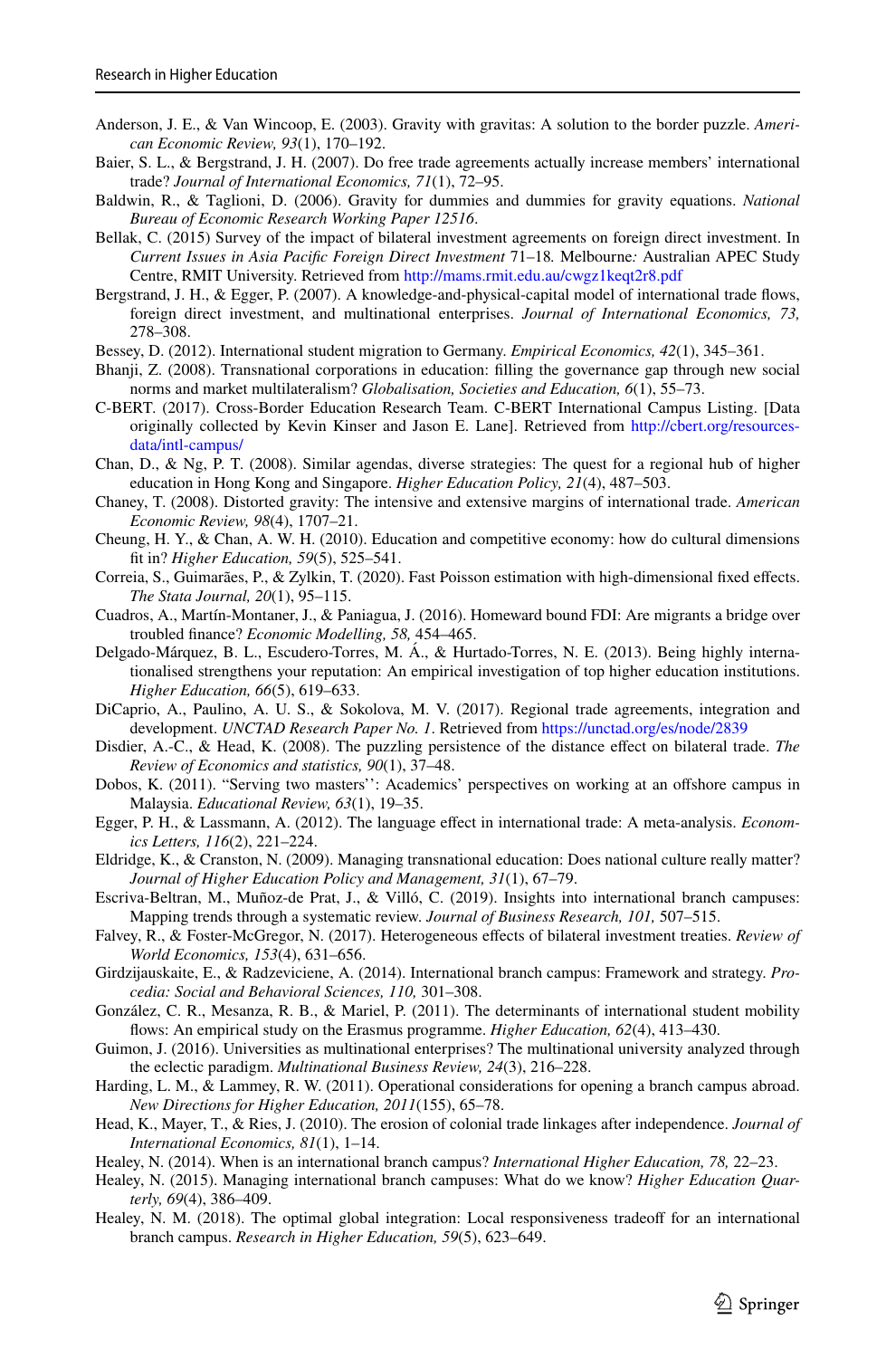Anderson, J. E., & Van Wincoop, E. (2003). Gravity with gravitas: A solution to the border puzzle. *American Economic Review, 93*(1), 170–192.

Baier, S. L., & Bergstrand, J. H. (2007). Do free trade agreements actually increase members' international trade? *Journal of International Economics, 71*(1), 72–95.

Baldwin, R., & Taglioni, D. (2006). Gravity for dummies and dummies for gravity equations. *National Bureau of Economic Research Working Paper 12516*.

Bellak, C. (2015) Survey of the impact of bilateral investment agreements on foreign direct investment. In *Current Issues in Asia Pacific Foreign Direct Investment* 71–18*.* Melbourne*:* Australian APEC Study Centre, RMIT University. Retrieved from http://mams.rmit.edu.au/cwgz1keqt2r8.pdf

Bergstrand, J. H., & Egger, P. (2007). A knowledge-and-physical-capital model of international trade flows, foreign direct investment, and multinational enterprises. *Journal of International Economics, 73,* 278–308.

Bessey, D. (2012). International student migration to Germany. *Empirical Economics, 42*(1), 345–361.

Bhanji, Z. (2008). Transnational corporations in education: filling the governance gap through new social norms and market multilateralism? *Globalisation, Societies and Education, 6*(1), 55–73.

C-BERT. (2017). Cross-Border Education Research Team. C-BERT International Campus Listing. [Data originally collected by Kevin Kinser and Jason E. Lane]. Retrieved from http://cbert.org/resources-data/intl-campus/

Chan, D., & Ng, P. T. (2008). Similar agendas, diverse strategies: The quest for a regional hub of higher education in Hong Kong and Singapore. *Higher Education Policy, 21*(4), 487–503.

Chaney, T. (2008). Distorted gravity: The intensive and extensive margins of international trade. *American Economic Review, 98*(4), 1707–21.

Cheung, H. Y., & Chan, A. W. H. (2010). Education and competitive economy: how do cultural dimensions fit in? *Higher Education, 59*(5), 525–541.

Correia, S., Guimarães, P., & Zylkin, T. (2020). Fast Poisson estimation with high-dimensional fixed effects. *The Stata Journal, 20*(1), 95–115.

Cuadros, A., Martín-Montaner, J., & Paniagua, J. (2016). Homeward bound FDI: Are migrants a bridge over troubled finance? *Economic Modelling, 58,* 454–465.

Delgado-Márquez, B. L., Escudero-Torres, M. Á., & Hurtado-Torres, N. E. (2013). Being highly internationalised strengthens your reputation: An empirical investigation of top higher education institutions. *Higher Education, 66*(5), 619–633.

DiCaprio, A., Paulino, A. U. S., & Sokolova, M. V. (2017). Regional trade agreements, integration and development. *UNCTAD Research Paper No. 1*. Retrieved from https://unctad.org/es/node/2839

Disdier, A.-C., & Head, K. (2008). The puzzling persistence of the distance effect on bilateral trade. *The Review of Economics and statistics, 90*(1), 37–48.

Dobos, K. (2011). "Serving two masters'': Academics' perspectives on working at an offshore campus in Malaysia. *Educational Review, 63*(1), 19–35.

Egger, P. H., & Lassmann, A. (2012). The language effect in international trade: A meta-analysis. *Economics Letters, 116*(2), 221–224.

Eldridge, K., & Cranston, N. (2009). Managing transnational education: Does national culture really matter? *Journal of Higher Education Policy and Management, 31*(1), 67–79.

Escriva-Beltran, M., Muñoz-de Prat, J., & Villó, C. (2019). Insights into international branch campuses: Mapping trends through a systematic review. *Journal of Business Research, 101,* 507–515.

Falvey, R., & Foster-McGregor, N. (2017). Heterogeneous effects of bilateral investment treaties. *Review of World Economics, 153*(4), 631–656.

Girdzijauskaite, E., & Radzeviciene, A. (2014). International branch campus: Framework and strategy. *Procedia: Social and Behavioral Sciences, 110,* 301–308.

González, C. R., Mesanza, R. B., & Mariel, P. (2011). The determinants of international student mobility flows: An empirical study on the Erasmus programme. *Higher Education, 62*(4), 413–430.

Guimon, J. (2016). Universities as multinational enterprises? The multinational university analyzed through the eclectic paradigm. *Multinational Business Review, 24*(3), 216–228.

Harding, L. M., & Lammey, R. W. (2011). Operational considerations for opening a branch campus abroad. *New Directions for Higher Education, 2011*(155), 65–78.

Head, K., Mayer, T., & Ries, J. (2010). The erosion of colonial trade linkages after independence. *Journal of International Economics, 81*(1), 1–14.

Healey, N. (2014). When is an international branch campus? *International Higher Education, 78,* 22–23.

Healey, N. (2015). Managing international branch campuses: What do we know? *Higher Education Quarterly, 69*(4), 386–409.

Healey, N. M. (2018). The optimal global integration: Local responsiveness tradeoff for an international branch campus. *Research in Higher Education, 59*(5), 623–649.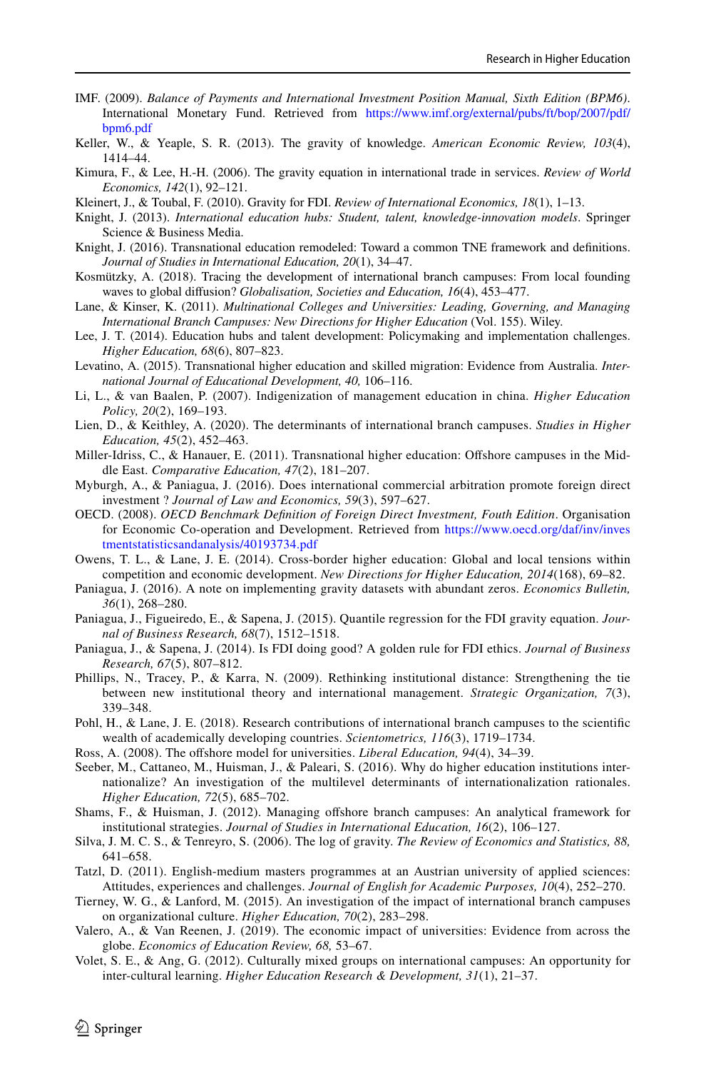IMF. (2009). *Balance of Payments and International Investment Position Manual, Sixth Edition (BPM6)*. International Monetary Fund. Retrieved from https://www.imf.org/external/pubs/ft/bop/2007/pdf/bpm6.pdf

Keller, W., & Yeaple, S. R. (2013). The gravity of knowledge. *American Economic Review, 103*(4), 1414–44.

Kimura, F., & Lee, H.-H. (2006). The gravity equation in international trade in services. *Review of World Economics, 142*(1), 92–121.

Kleinert, J., & Toubal, F. (2010). Gravity for FDI. *Review of International Economics, 18*(1), 1–13.

Knight, J. (2013). *International education hubs: Student, talent, knowledge-innovation models*. Springer Science & Business Media.

Knight, J. (2016). Transnational education remodeled: Toward a common TNE framework and definitions. *Journal of Studies in International Education, 20*(1), 34–47.

Kosmützky, A. (2018). Tracing the development of international branch campuses: From local founding waves to global diffusion? *Globalisation, Societies and Education, 16*(4), 453–477.

Lane, & Kinser, K. (2011). *Multinational Colleges and Universities: Leading, Governing, and Managing International Branch Campuses: New Directions for Higher Education* (Vol. 155). Wiley.

Lee, J. T. (2014). Education hubs and talent development: Policymaking and implementation challenges. *Higher Education, 68*(6), 807–823.

Levatino, A. (2015). Transnational higher education and skilled migration: Evidence from Australia. *International Journal of Educational Development, 40,* 106–116.

Li, L., & van Baalen, P. (2007). Indigenization of management education in china. *Higher Education Policy, 20*(2), 169–193.

Lien, D., & Keithley, A. (2020). The determinants of international branch campuses. *Studies in Higher Education, 45*(2), 452–463.

Miller-Idriss, C., & Hanauer, E. (2011). Transnational higher education: Offshore campuses in the Middle East. *Comparative Education, 47*(2), 181–207.

Myburgh, A., & Paniagua, J. (2016). Does international commercial arbitration promote foreign direct investment ? *Journal of Law and Economics, 59*(3), 597–627.

OECD. (2008). *OECD Benchmark Definition of Foreign Direct Investment, Fouth Edition*. Organisation for Economic Co-operation and Development. Retrieved from https://www.oecd.org/daf/inv/investmentstatisticsandanalysis/40193734.pdf

Owens, T. L., & Lane, J. E. (2014). Cross-border higher education: Global and local tensions within competition and economic development. *New Directions for Higher Education, 2014*(168), 69–82.

Paniagua, J. (2016). A note on implementing gravity datasets with abundant zeros. *Economics Bulletin, 36*(1), 268–280.

Paniagua, J., Figueiredo, E., & Sapena, J. (2015). Quantile regression for the FDI gravity equation. *Journal of Business Research, 68*(7), 1512–1518.

Paniagua, J., & Sapena, J. (2014). Is FDI doing good? A golden rule for FDI ethics. *Journal of Business Research, 67*(5), 807–812.

Phillips, N., Tracey, P., & Karra, N. (2009). Rethinking institutional distance: Strengthening the tie between new institutional theory and international management. *Strategic Organization, 7*(3), 339–348.

Pohl, H., & Lane, J. E. (2018). Research contributions of international branch campuses to the scientific wealth of academically developing countries. *Scientometrics, 116*(3), 1719–1734.

Ross, A. (2008). The offshore model for universities. *Liberal Education, 94*(4), 34–39.

Seeber, M., Cattaneo, M., Huisman, J., & Paleari, S. (2016). Why do higher education institutions internationalize? An investigation of the multilevel determinants of internationalization rationales. *Higher Education, 72*(5), 685–702.

Shams, F., & Huisman, J. (2012). Managing offshore branch campuses: An analytical framework for institutional strategies. *Journal of Studies in International Education, 16*(2), 106–127.

Silva, J. M. C. S., & Tenreyro, S. (2006). The log of gravity. *The Review of Economics and Statistics, 88,* 641–658.

Tatzl, D. (2011). English-medium masters programmes at an Austrian university of applied sciences: Attitudes, experiences and challenges. *Journal of English for Academic Purposes, 10*(4), 252–270.

Tierney, W. G., & Lanford, M. (2015). An investigation of the impact of international branch campuses on organizational culture. *Higher Education, 70*(2), 283–298.

Valero, A., & Van Reenen, J. (2019). The economic impact of universities: Evidence from across the globe. *Economics of Education Review, 68,* 53–67.

Volet, S. E., & Ang, G. (2012). Culturally mixed groups on international campuses: An opportunity for inter-cultural learning. *Higher Education Research & Development, 31*(1), 21–37.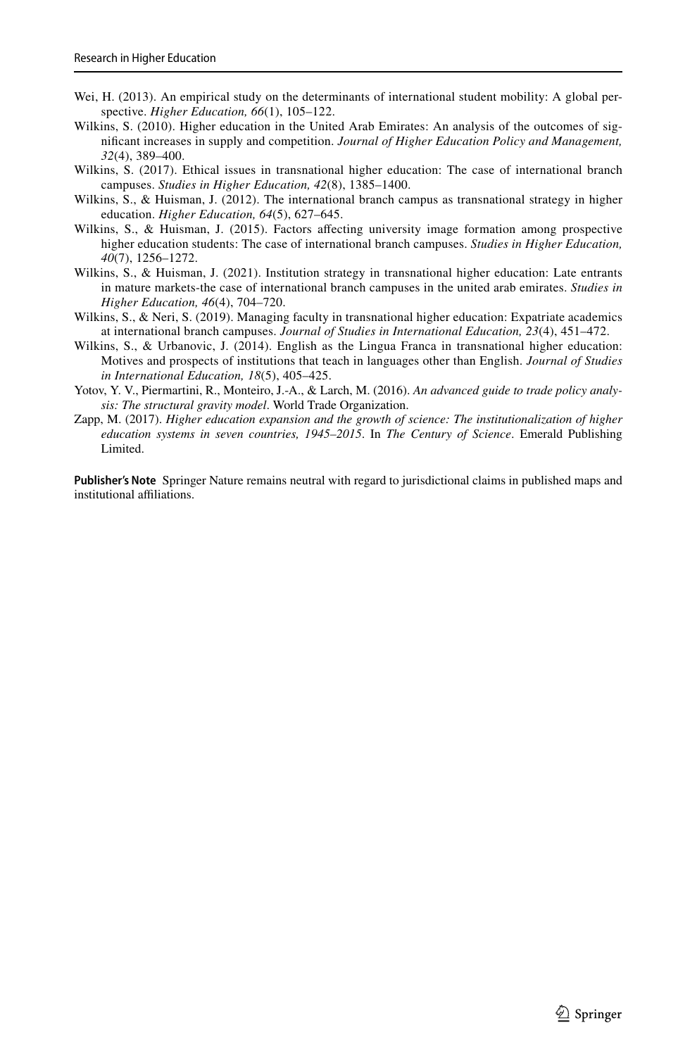Wei, H. (2013). An empirical study on the determinants of international student mobility: A global perspective. *Higher Education, 66*(1), 105–122.

Wilkins, S. (2010). Higher education in the United Arab Emirates: An analysis of the outcomes of significant increases in supply and competition. *Journal of Higher Education Policy and Management, 32*(4), 389–400.

Wilkins, S. (2017). Ethical issues in transnational higher education: The case of international branch campuses. *Studies in Higher Education, 42*(8), 1385–1400.

Wilkins, S., & Huisman, J. (2012). The international branch campus as transnational strategy in higher education. *Higher Education, 64*(5), 627–645.

Wilkins, S., & Huisman, J. (2015). Factors affecting university image formation among prospective higher education students: The case of international branch campuses. *Studies in Higher Education, 40*(7), 1256–1272.

Wilkins, S., & Huisman, J. (2021). Institution strategy in transnational higher education: Late entrants in mature markets-the case of international branch campuses in the united arab emirates. *Studies in Higher Education, 46*(4), 704–720.

Wilkins, S., & Neri, S. (2019). Managing faculty in transnational higher education: Expatriate academics at international branch campuses. *Journal of Studies in International Education, 23*(4), 451–472.

Wilkins, S., & Urbanovic, J. (2014). English as the Lingua Franca in transnational higher education: Motives and prospects of institutions that teach in languages other than English. *Journal of Studies in International Education, 18*(5), 405–425.

Yotov, Y. V., Piermartini, R., Monteiro, J.-A., & Larch, M. (2016). *An advanced guide to trade policy analysis: The structural gravity model*. World Trade Organization.

Zapp, M. (2017). *Higher education expansion and the growth of science: The institutionalization of higher education systems in seven countries, 1945–2015*. In *The Century of Science*. Emerald Publishing Limited.

**Publisher's Note** Springer Nature remains neutral with regard to jurisdictional claims in published maps and institutional affiliations.